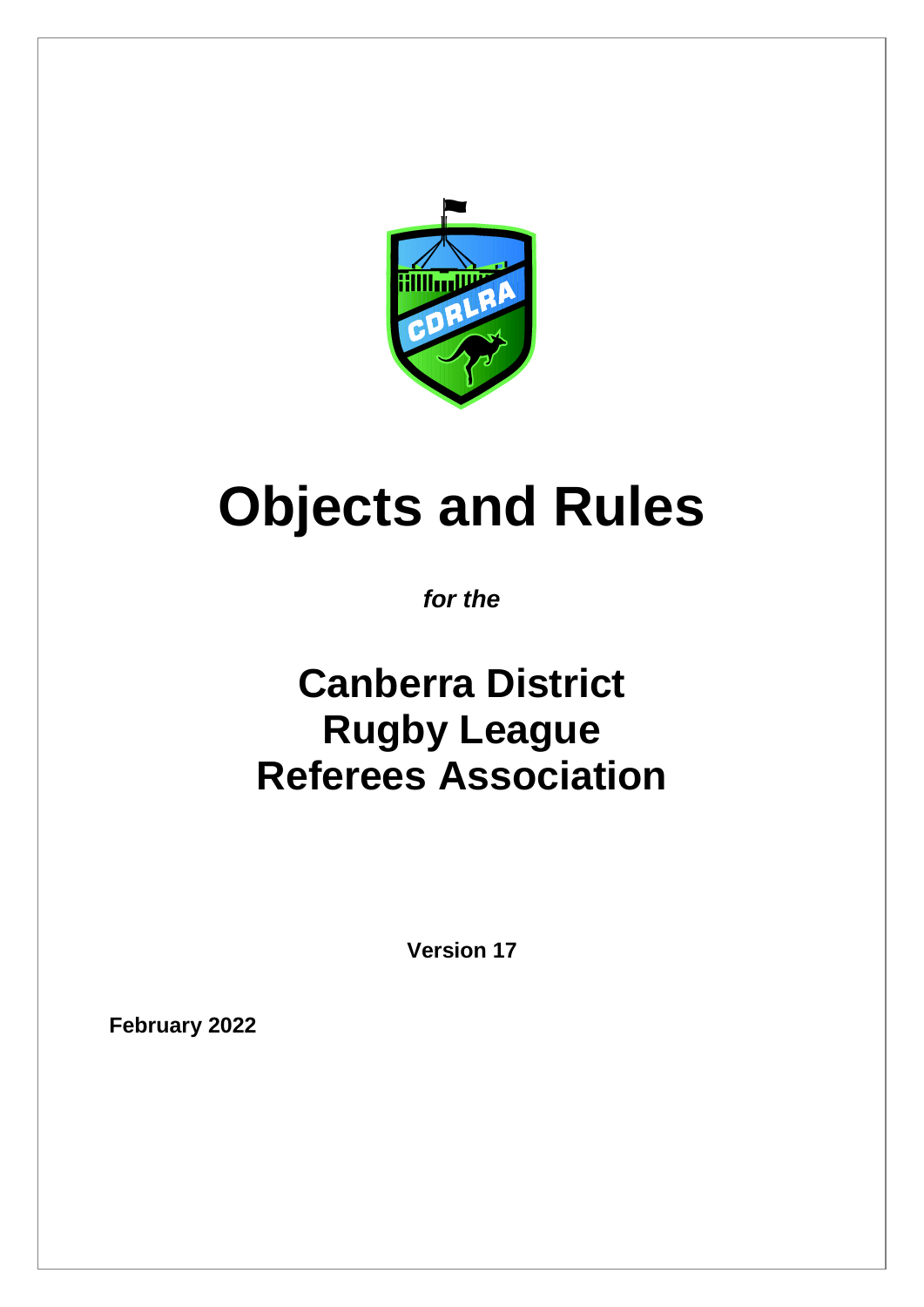# Objects and Rules

***for the***

## Canberra District Rugby League Referees Association

**Version 17**

**February 2022**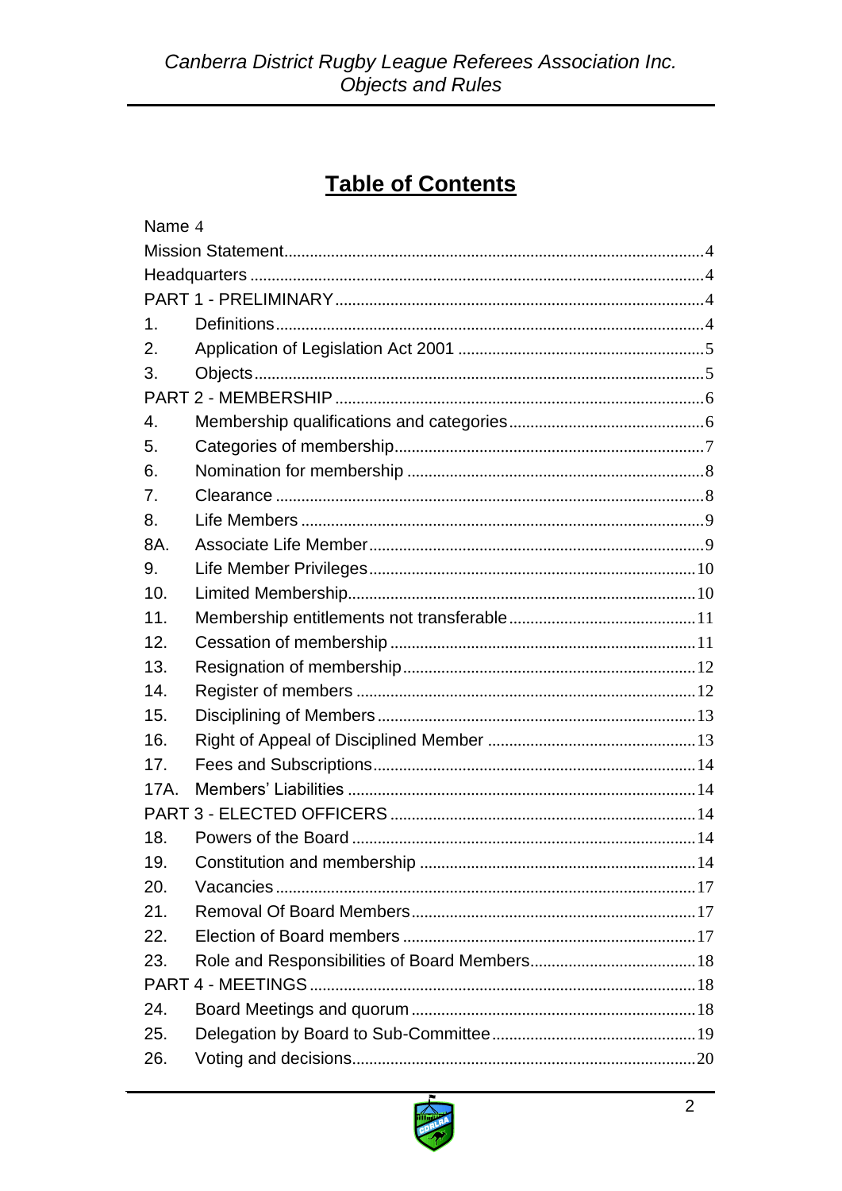# Table of Contents

Name 4

Mission Statement....4

Headquarters....4

PART 1 - PRELIMINARY....4

1. Definitions....4
2. Application of Legislation Act 2001....5
3. Objects....5

PART 2 - MEMBERSHIP....6

4. Membership qualifications and categories....6
5. Categories of membership....7
6. Nomination for membership....8
7. Clearance....8
8. Life Members....9

8A. Associate Life Member....9

9. Life Member Privileges....10
10. Limited Membership....10
11. Membership entitlements not transferable....11
12. Cessation of membership....11
13. Resignation of membership....12
14. Register of members....12
15. Disciplining of Members....13
16. Right of Appeal of Disciplined Member....13
17. Fees and Subscriptions....14

17A. Members' Liabilities....14

PART 3 - ELECTED OFFICERS....14

18. Powers of the Board....14
19. Constitution and membership....14
20. Vacancies....17
21. Removal Of Board Members....17
22. Election of Board members....17
23. Role and Responsibilities of Board Members....18

PART 4 - MEETINGS....18

24. Board Meetings and quorum....18
25. Delegation by Board to Sub-Committee....19
26. Voting and decisions....20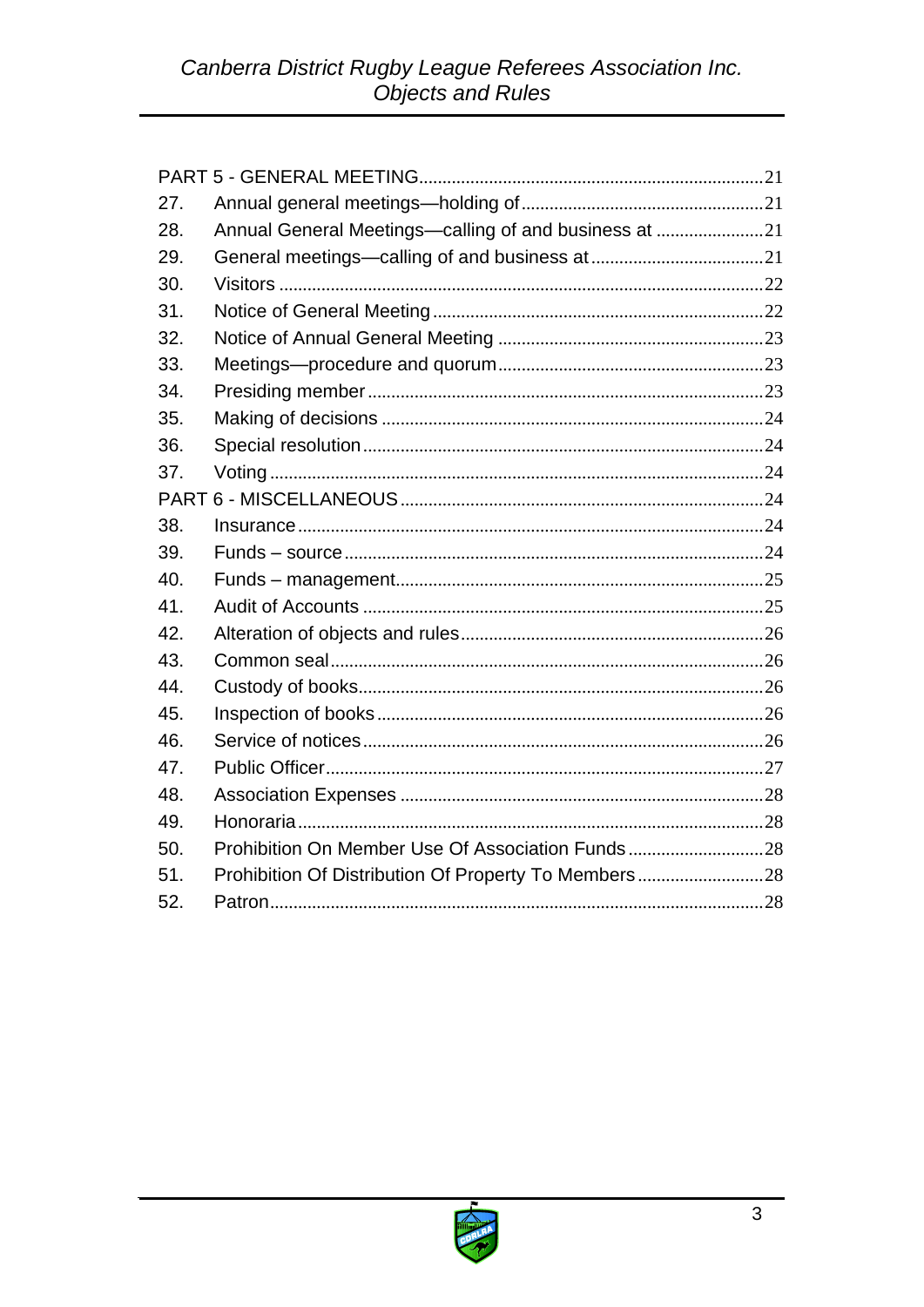PART 5 - GENERAL MEETING ........ 21

27. Annual general meetings—holding of ........ 21
28. Annual General Meetings—calling of and business at ........ 21
29. General meetings—calling of and business at ........ 21
30. Visitors ........ 22
31. Notice of General Meeting ........ 22
32. Notice of Annual General Meeting ........ 23
33. Meetings—procedure and quorum ........ 23
34. Presiding member ........ 23
35. Making of decisions ........ 24
36. Special resolution ........ 24
37. Voting ........ 24

PART 6 - MISCELLANEOUS ........ 24

38. Insurance ........ 24
39. Funds – source ........ 24
40. Funds – management ........ 25
41. Audit of Accounts ........ 25
42. Alteration of objects and rules ........ 26
43. Common seal ........ 26
44. Custody of books ........ 26
45. Inspection of books ........ 26
46. Service of notices ........ 26
47. Public Officer ........ 27
48. Association Expenses ........ 28
49. Honoraria ........ 28
50. Prohibition On Member Use Of Association Funds ........ 28
51. Prohibition Of Distribution Of Property To Members ........ 28
52. Patron ........ 28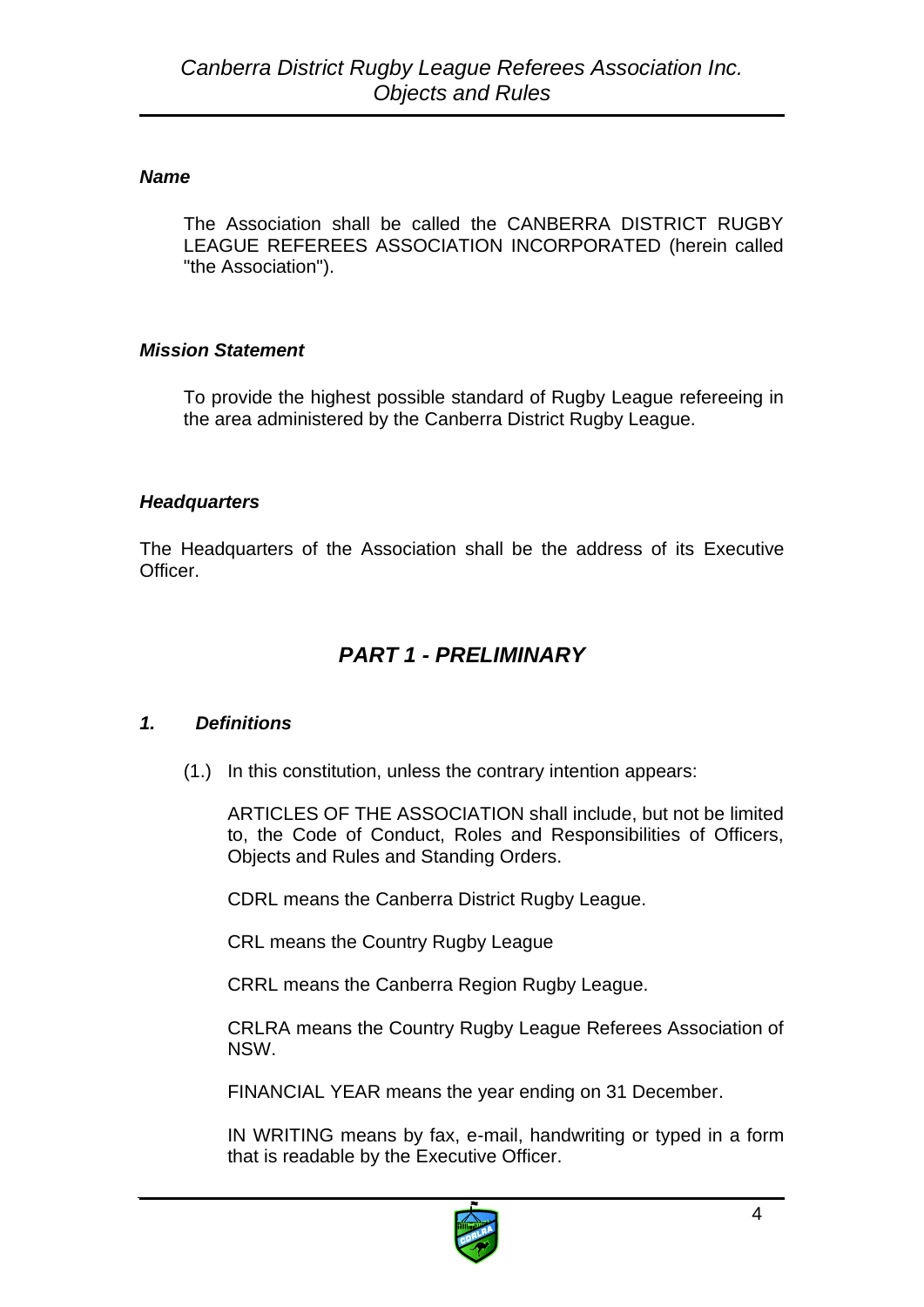***Name***

The Association shall be called the CANBERRA DISTRICT RUGBY LEAGUE REFEREES ASSOCIATION INCORPORATED (herein called "the Association").

***Mission Statement***

To provide the highest possible standard of Rugby League refereeing in the area administered by the Canberra District Rugby League.

***Headquarters***

The Headquarters of the Association shall be the address of its Executive Officer.

## *PART 1 - PRELIMINARY*

### *1. Definitions*

(1.) In this constitution, unless the contrary intention appears:

ARTICLES OF THE ASSOCIATION shall include, but not be limited to, the Code of Conduct, Roles and Responsibilities of Officers, Objects and Rules and Standing Orders.

CDRL means the Canberra District Rugby League.

CRL means the Country Rugby League

CRRL means the Canberra Region Rugby League.

CRLRA means the Country Rugby League Referees Association of NSW.

FINANCIAL YEAR means the year ending on 31 December.

IN WRITING means by fax, e-mail, handwriting or typed in a form that is readable by the Executive Officer.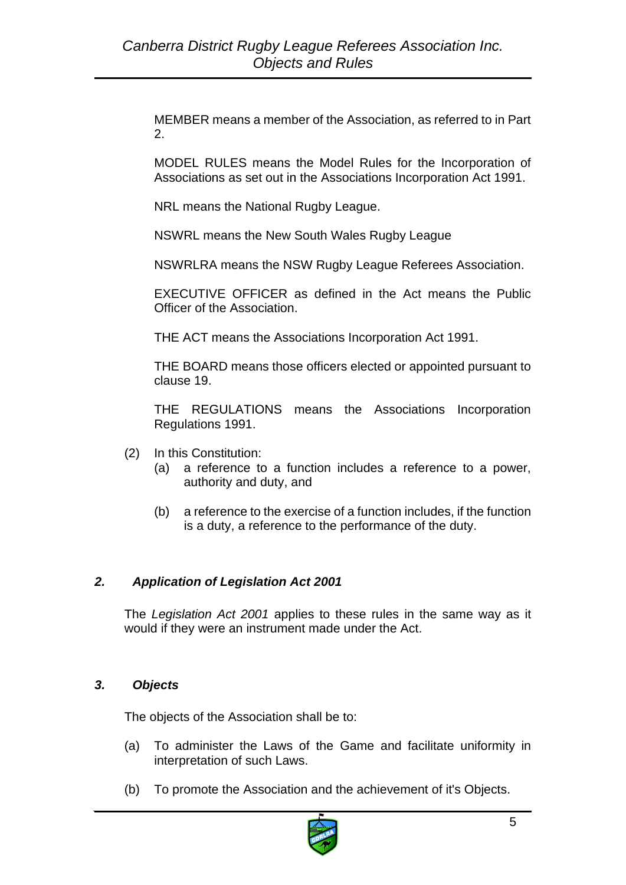MEMBER means a member of the Association, as referred to in Part 2.

MODEL RULES means the Model Rules for the Incorporation of Associations as set out in the Associations Incorporation Act 1991.

NRL means the National Rugby League.

NSWRL means the New South Wales Rugby League

NSWRLRA means the NSW Rugby League Referees Association.

EXECUTIVE OFFICER as defined in the Act means the Public Officer of the Association.

THE ACT means the Associations Incorporation Act 1991.

THE BOARD means those officers elected or appointed pursuant to clause 19.

THE REGULATIONS means the Associations Incorporation Regulations 1991.

(2) In this Constitution:

  (a) a reference to a function includes a reference to a power, authority and duty, and

  (b) a reference to the exercise of a function includes, if the function is a duty, a reference to the performance of the duty.

### *2. Application of Legislation Act 2001*

The *Legislation Act 2001* applies to these rules in the same way as it would if they were an instrument made under the Act.

### *3. Objects*

The objects of the Association shall be to:

(a) To administer the Laws of the Game and facilitate uniformity in interpretation of such Laws.

(b) To promote the Association and the achievement of it's Objects.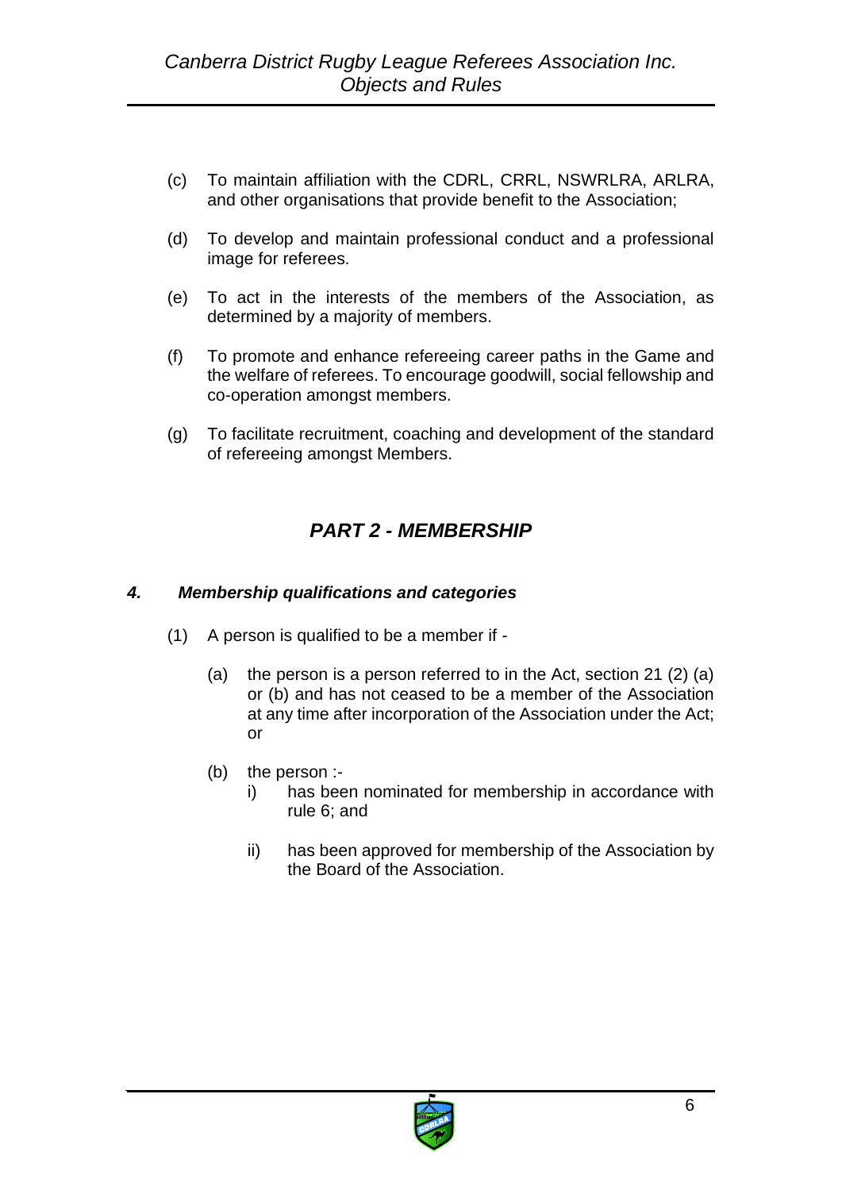(c) To maintain affiliation with the CDRL, CRRL, NSWRLRA, ARLRA, and other organisations that provide benefit to the Association;

(d) To develop and maintain professional conduct and a professional image for referees.

(e) To act in the interests of the members of the Association, as determined by a majority of members.

(f) To promote and enhance refereeing career paths in the Game and the welfare of referees. To encourage goodwill, social fellowship and co-operation amongst members.

(g) To facilitate recruitment, coaching and development of the standard of refereeing amongst Members.

## *PART 2 - MEMBERSHIP*

### *4. Membership qualifications and categories*

(1) A person is qualified to be a member if -

(a) the person is a person referred to in the Act, section 21 (2) (a) or (b) and has not ceased to be a member of the Association at any time after incorporation of the Association under the Act; or

(b) the person :-

i) has been nominated for membership in accordance with rule 6; and

ii) has been approved for membership of the Association by the Board of the Association.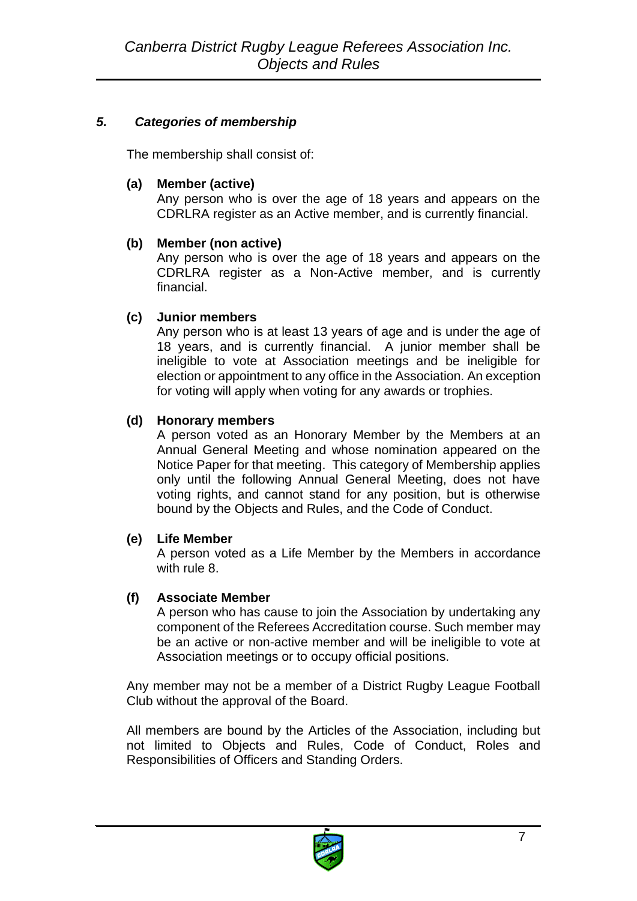### *5. Categories of membership*

The membership shall consist of:

**(a) Member (active)**
Any person who is over the age of 18 years and appears on the CDRLRA register as an Active member, and is currently financial.

**(b) Member (non active)**
Any person who is over the age of 18 years and appears on the CDRLRA register as a Non-Active member, and is currently financial.

**(c) Junior members**
Any person who is at least 13 years of age and is under the age of 18 years, and is currently financial. A junior member shall be ineligible to vote at Association meetings and be ineligible for election or appointment to any office in the Association. An exception for voting will apply when voting for any awards or trophies.

**(d) Honorary members**
A person voted as an Honorary Member by the Members at an Annual General Meeting and whose nomination appeared on the Notice Paper for that meeting. This category of Membership applies only until the following Annual General Meeting, does not have voting rights, and cannot stand for any position, but is otherwise bound by the Objects and Rules, and the Code of Conduct.

**(e) Life Member**
A person voted as a Life Member by the Members in accordance with rule 8.

**(f) Associate Member**
A person who has cause to join the Association by undertaking any component of the Referees Accreditation course. Such member may be an active or non-active member and will be ineligible to vote at Association meetings or to occupy official positions.

Any member may not be a member of a District Rugby League Football Club without the approval of the Board.

All members are bound by the Articles of the Association, including but not limited to Objects and Rules, Code of Conduct, Roles and Responsibilities of Officers and Standing Orders.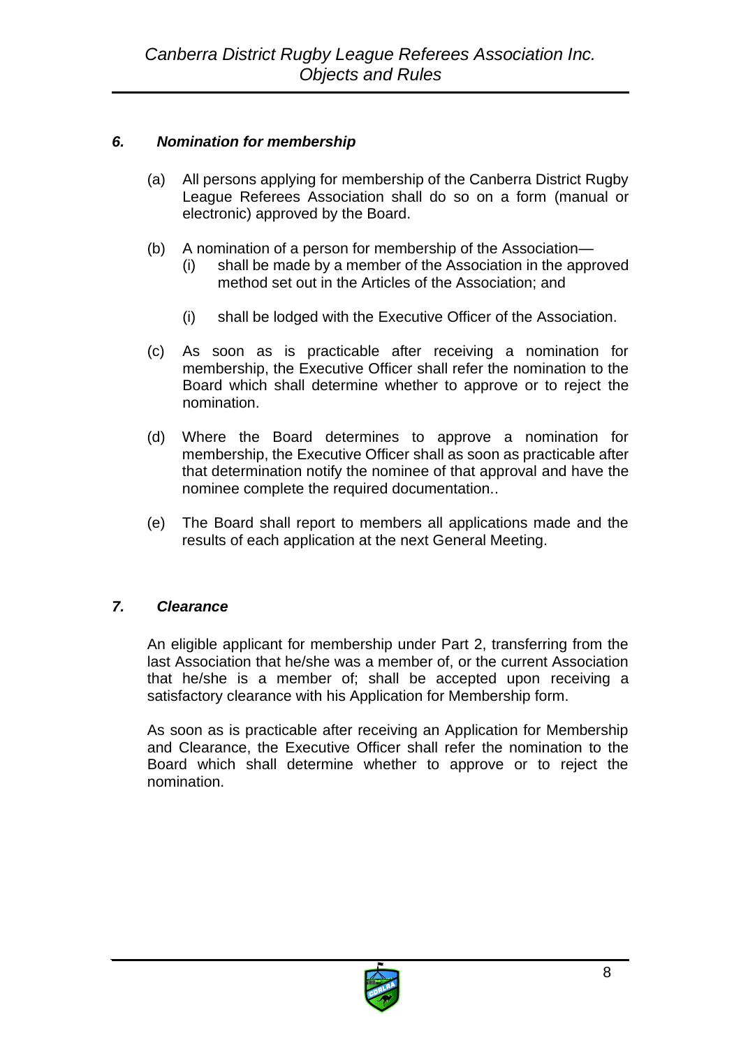## *6. Nomination for membership*

(a) All persons applying for membership of the Canberra District Rugby League Referees Association shall do so on a form (manual or electronic) approved by the Board.

(b) A nomination of a person for membership of the Association—

  (i) shall be made by a member of the Association in the approved method set out in the Articles of the Association; and

  (i) shall be lodged with the Executive Officer of the Association.

(c) As soon as is practicable after receiving a nomination for membership, the Executive Officer shall refer the nomination to the Board which shall determine whether to approve or to reject the nomination.

(d) Where the Board determines to approve a nomination for membership, the Executive Officer shall as soon as practicable after that determination notify the nominee of that approval and have the nominee complete the required documentation..

(e) The Board shall report to members all applications made and the results of each application at the next General Meeting.

## *7. Clearance*

An eligible applicant for membership under Part 2, transferring from the last Association that he/she was a member of, or the current Association that he/she is a member of; shall be accepted upon receiving a satisfactory clearance with his Application for Membership form.

As soon as is practicable after receiving an Application for Membership and Clearance, the Executive Officer shall refer the nomination to the Board which shall determine whether to approve or to reject the nomination.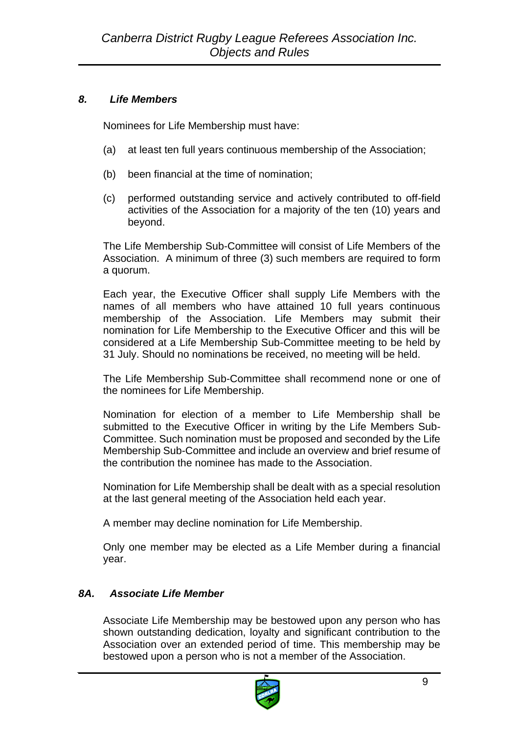### *8. Life Members*

Nominees for Life Membership must have:

(a) at least ten full years continuous membership of the Association;

(b) been financial at the time of nomination;

(c) performed outstanding service and actively contributed to off-field activities of the Association for a majority of the ten (10) years and beyond.

The Life Membership Sub-Committee will consist of Life Members of the Association. A minimum of three (3) such members are required to form a quorum.

Each year, the Executive Officer shall supply Life Members with the names of all members who have attained 10 full years continuous membership of the Association. Life Members may submit their nomination for Life Membership to the Executive Officer and this will be considered at a Life Membership Sub-Committee meeting to be held by 31 July. Should no nominations be received, no meeting will be held.

The Life Membership Sub-Committee shall recommend none or one of the nominees for Life Membership.

Nomination for election of a member to Life Membership shall be submitted to the Executive Officer in writing by the Life Members Sub-Committee. Such nomination must be proposed and seconded by the Life Membership Sub-Committee and include an overview and brief resume of the contribution the nominee has made to the Association.

Nomination for Life Membership shall be dealt with as a special resolution at the last general meeting of the Association held each year.

A member may decline nomination for Life Membership.

Only one member may be elected as a Life Member during a financial year.

### *8A. Associate Life Member*

Associate Life Membership may be bestowed upon any person who has shown outstanding dedication, loyalty and significant contribution to the Association over an extended period of time. This membership may be bestowed upon a person who is not a member of the Association.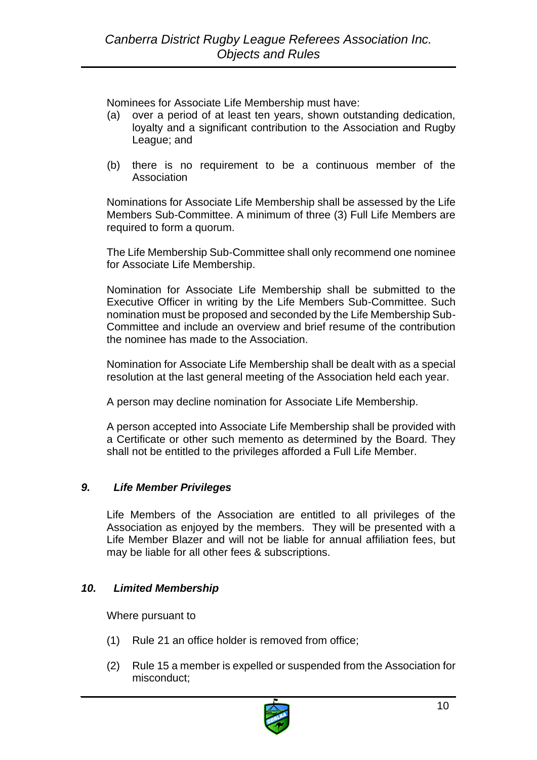Nominees for Associate Life Membership must have:

(a) over a period of at least ten years, shown outstanding dedication, loyalty and a significant contribution to the Association and Rugby League; and

(b) there is no requirement to be a continuous member of the Association

Nominations for Associate Life Membership shall be assessed by the Life Members Sub-Committee. A minimum of three (3) Full Life Members are required to form a quorum.

The Life Membership Sub-Committee shall only recommend one nominee for Associate Life Membership.

Nomination for Associate Life Membership shall be submitted to the Executive Officer in writing by the Life Members Sub-Committee. Such nomination must be proposed and seconded by the Life Membership Sub-Committee and include an overview and brief resume of the contribution the nominee has made to the Association.

Nomination for Associate Life Membership shall be dealt with as a special resolution at the last general meeting of the Association held each year.

A person may decline nomination for Associate Life Membership.

A person accepted into Associate Life Membership shall be provided with a Certificate or other such memento as determined by the Board. They shall not be entitled to the privileges afforded a Full Life Member.

### *9. Life Member Privileges*

Life Members of the Association are entitled to all privileges of the Association as enjoyed by the members. They will be presented with a Life Member Blazer and will not be liable for annual affiliation fees, but may be liable for all other fees & subscriptions.

### *10. Limited Membership*

Where pursuant to

(1) Rule 21 an office holder is removed from office;

(2) Rule 15 a member is expelled or suspended from the Association for misconduct;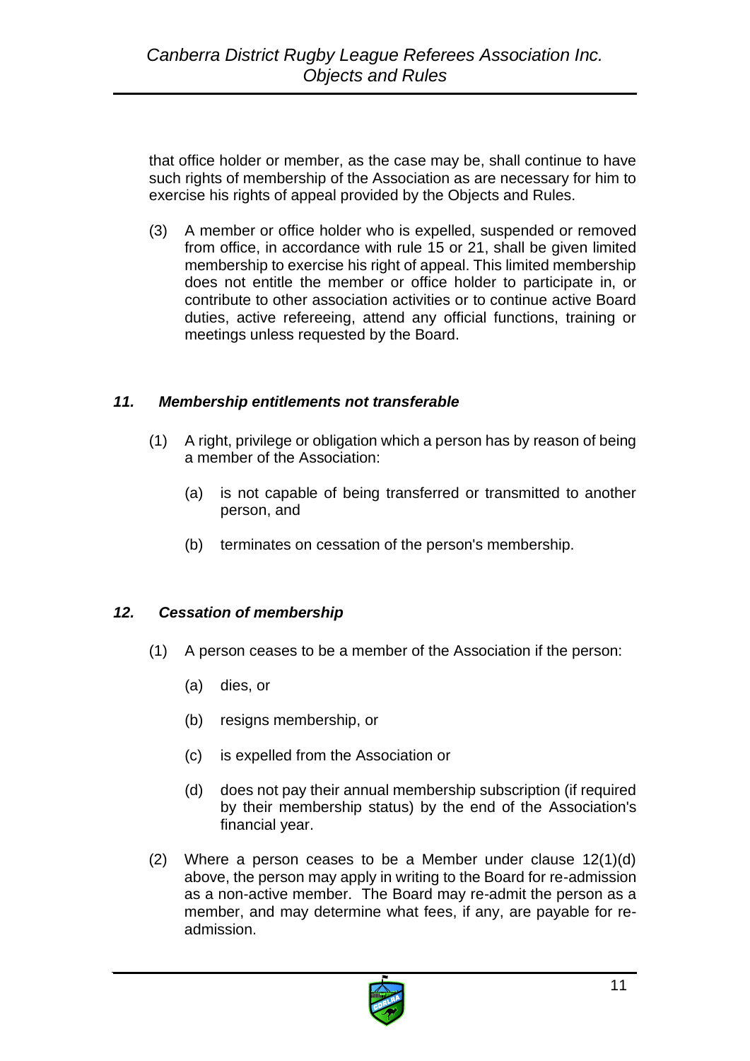that office holder or member, as the case may be, shall continue to have such rights of membership of the Association as are necessary for him to exercise his rights of appeal provided by the Objects and Rules.

(3) A member or office holder who is expelled, suspended or removed from office, in accordance with rule 15 or 21, shall be given limited membership to exercise his right of appeal. This limited membership does not entitle the member or office holder to participate in, or contribute to other association activities or to continue active Board duties, active refereeing, attend any official functions, training or meetings unless requested by the Board.

### *11. Membership entitlements not transferable*

(1) A right, privilege or obligation which a person has by reason of being a member of the Association:

(a) is not capable of being transferred or transmitted to another person, and

(b) terminates on cessation of the person's membership.

### *12. Cessation of membership*

(1) A person ceases to be a member of the Association if the person:

(a) dies, or

(b) resigns membership, or

(c) is expelled from the Association or

(d) does not pay their annual membership subscription (if required by their membership status) by the end of the Association's financial year.

(2) Where a person ceases to be a Member under clause 12(1)(d) above, the person may apply in writing to the Board for re-admission as a non-active member. The Board may re-admit the person as a member, and may determine what fees, if any, are payable for re-admission.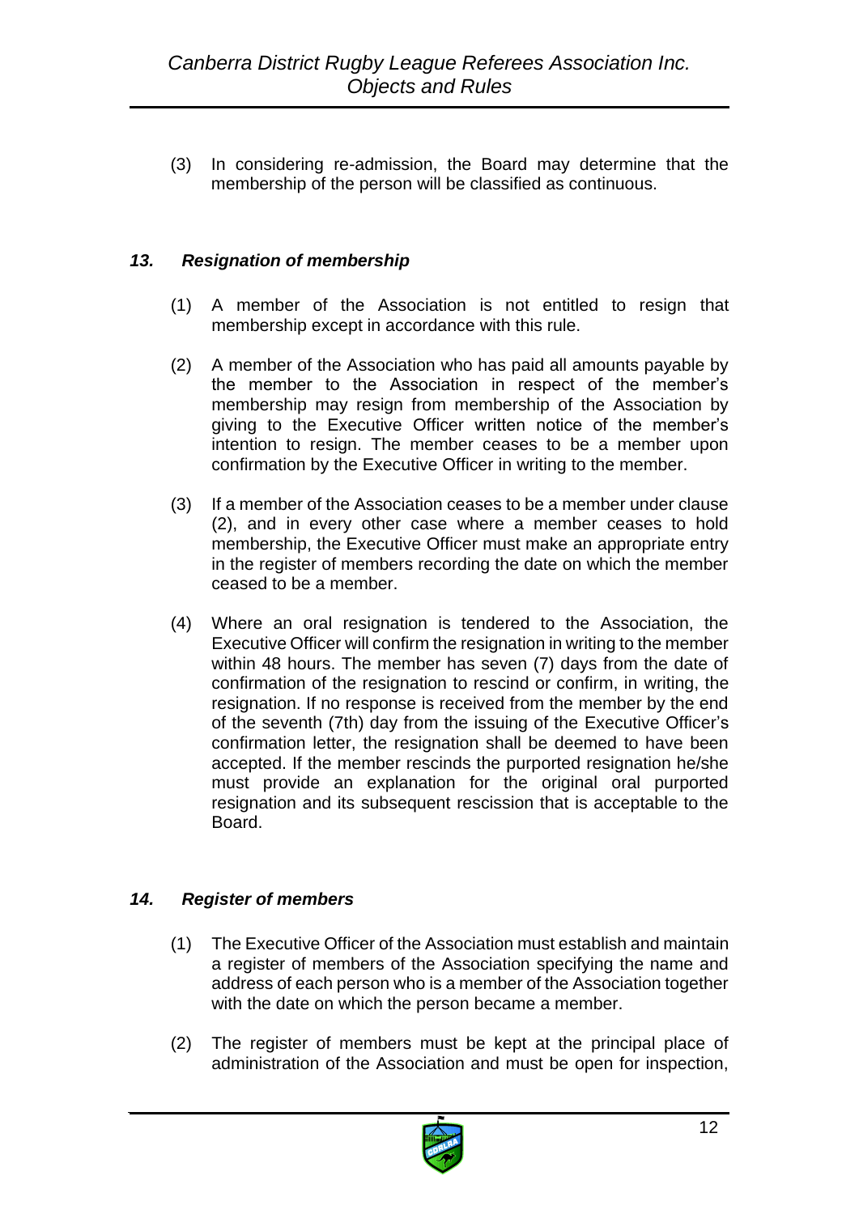(3) In considering re-admission, the Board may determine that the membership of the person will be classified as continuous.

### *13. Resignation of membership*

(1) A member of the Association is not entitled to resign that membership except in accordance with this rule.

(2) A member of the Association who has paid all amounts payable by the member to the Association in respect of the member's membership may resign from membership of the Association by giving to the Executive Officer written notice of the member's intention to resign. The member ceases to be a member upon confirmation by the Executive Officer in writing to the member.

(3) If a member of the Association ceases to be a member under clause (2), and in every other case where a member ceases to hold membership, the Executive Officer must make an appropriate entry in the register of members recording the date on which the member ceased to be a member.

(4) Where an oral resignation is tendered to the Association, the Executive Officer will confirm the resignation in writing to the member within 48 hours. The member has seven (7) days from the date of confirmation of the resignation to rescind or confirm, in writing, the resignation. If no response is received from the member by the end of the seventh (7th) day from the issuing of the Executive Officer's confirmation letter, the resignation shall be deemed to have been accepted. If the member rescinds the purported resignation he/she must provide an explanation for the original oral purported resignation and its subsequent rescission that is acceptable to the Board.

### *14. Register of members*

(1) The Executive Officer of the Association must establish and maintain a register of members of the Association specifying the name and address of each person who is a member of the Association together with the date on which the person became a member.

(2) The register of members must be kept at the principal place of administration of the Association and must be open for inspection,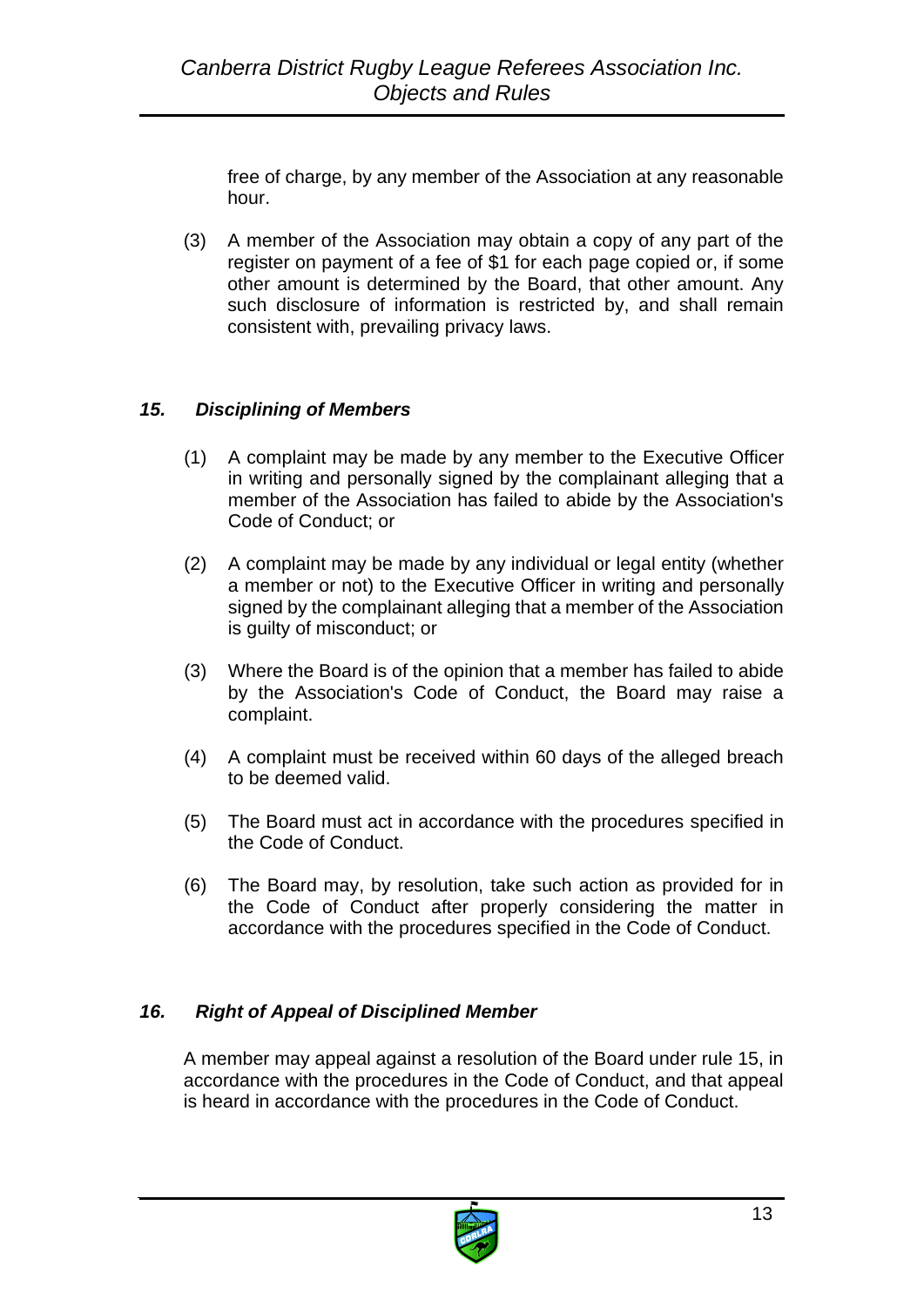free of charge, by any member of the Association at any reasonable hour.

(3) A member of the Association may obtain a copy of any part of the register on payment of a fee of $1 for each page copied or, if some other amount is determined by the Board, that other amount. Any such disclosure of information is restricted by, and shall remain consistent with, prevailing privacy laws.

### *15. Disciplining of Members*

(1) A complaint may be made by any member to the Executive Officer in writing and personally signed by the complainant alleging that a member of the Association has failed to abide by the Association's Code of Conduct; or

(2) A complaint may be made by any individual or legal entity (whether a member or not) to the Executive Officer in writing and personally signed by the complainant alleging that a member of the Association is guilty of misconduct; or

(3) Where the Board is of the opinion that a member has failed to abide by the Association's Code of Conduct, the Board may raise a complaint.

(4) A complaint must be received within 60 days of the alleged breach to be deemed valid.

(5) The Board must act in accordance with the procedures specified in the Code of Conduct.

(6) The Board may, by resolution, take such action as provided for in the Code of Conduct after properly considering the matter in accordance with the procedures specified in the Code of Conduct.

### *16. Right of Appeal of Disciplined Member*

A member may appeal against a resolution of the Board under rule 15, in accordance with the procedures in the Code of Conduct, and that appeal is heard in accordance with the procedures in the Code of Conduct.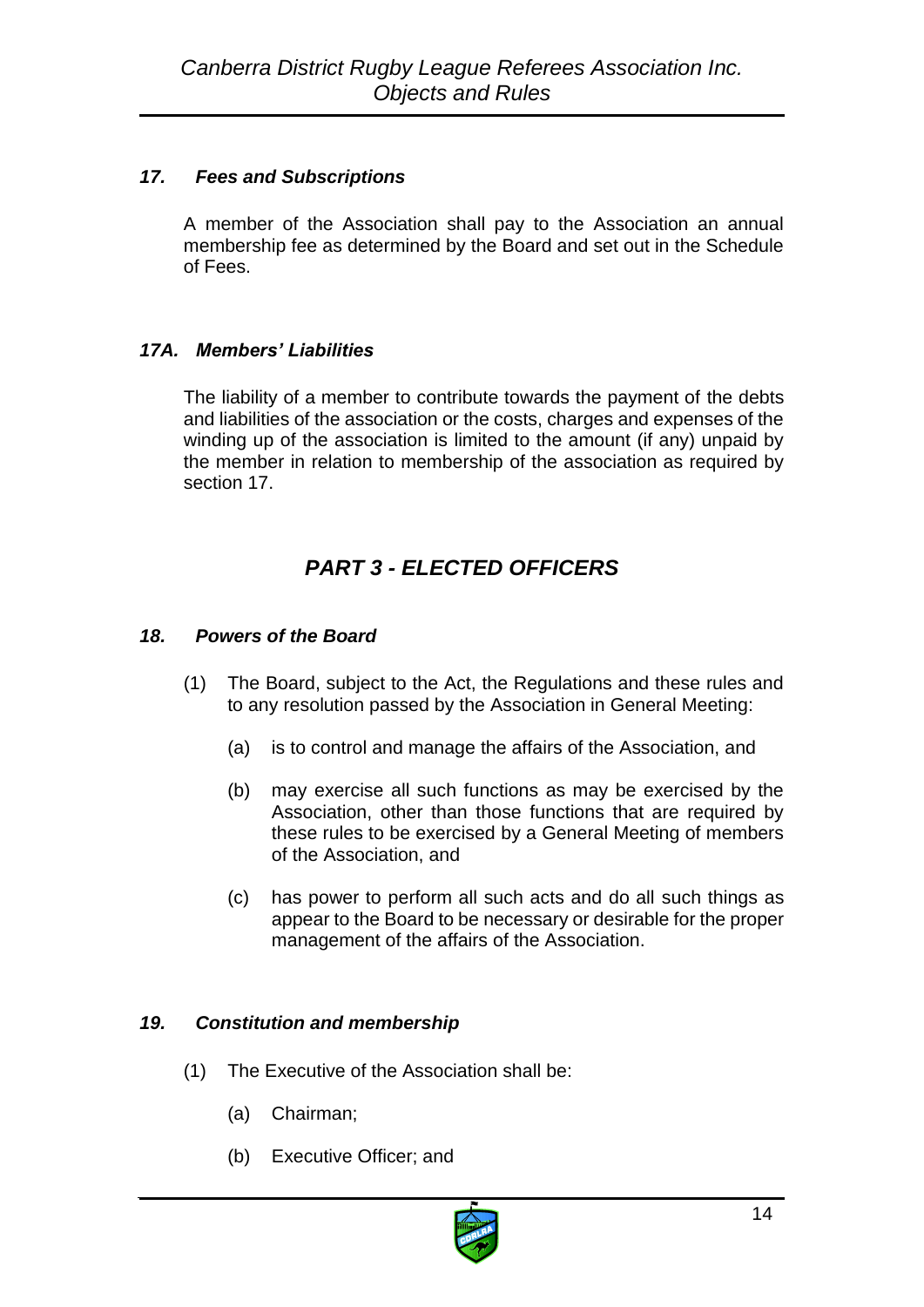### *17. Fees and Subscriptions*

A member of the Association shall pay to the Association an annual membership fee as determined by the Board and set out in the Schedule of Fees.

### *17A. Members' Liabilities*

The liability of a member to contribute towards the payment of the debts and liabilities of the association or the costs, charges and expenses of the winding up of the association is limited to the amount (if any) unpaid by the member in relation to membership of the association as required by section 17.

## *PART 3 - ELECTED OFFICERS*

### *18. Powers of the Board*

(1) The Board, subject to the Act, the Regulations and these rules and to any resolution passed by the Association in General Meeting:

   (a) is to control and manage the affairs of the Association, and

   (b) may exercise all such functions as may be exercised by the Association, other than those functions that are required by these rules to be exercised by a General Meeting of members of the Association, and

   (c) has power to perform all such acts and do all such things as appear to the Board to be necessary or desirable for the proper management of the affairs of the Association.

### *19. Constitution and membership*

(1) The Executive of the Association shall be:

   (a) Chairman;

   (b) Executive Officer; and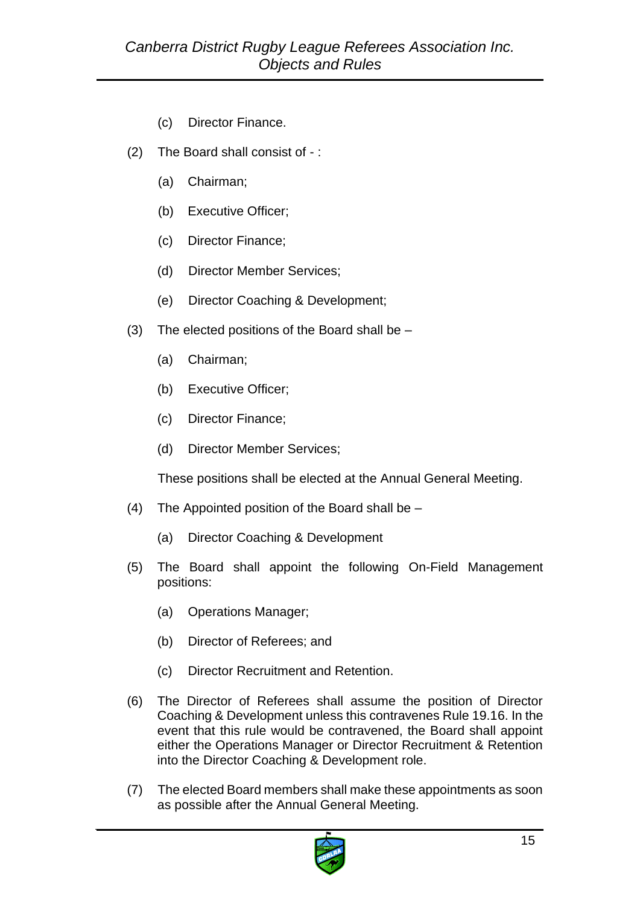(c) Director Finance.

(2) The Board shall consist of - :

  (a) Chairman;

  (b) Executive Officer;

  (c) Director Finance;

  (d) Director Member Services;

  (e) Director Coaching & Development;

(3) The elected positions of the Board shall be –

  (a) Chairman;

  (b) Executive Officer;

  (c) Director Finance;

  (d) Director Member Services;

  These positions shall be elected at the Annual General Meeting.

(4) The Appointed position of the Board shall be –

  (a) Director Coaching & Development

(5) The Board shall appoint the following On-Field Management positions:

  (a) Operations Manager;

  (b) Director of Referees; and

  (c) Director Recruitment and Retention.

(6) The Director of Referees shall assume the position of Director Coaching & Development unless this contravenes Rule 19.16. In the event that this rule would be contravened, the Board shall appoint either the Operations Manager or Director Recruitment & Retention into the Director Coaching & Development role.

(7) The elected Board members shall make these appointments as soon as possible after the Annual General Meeting.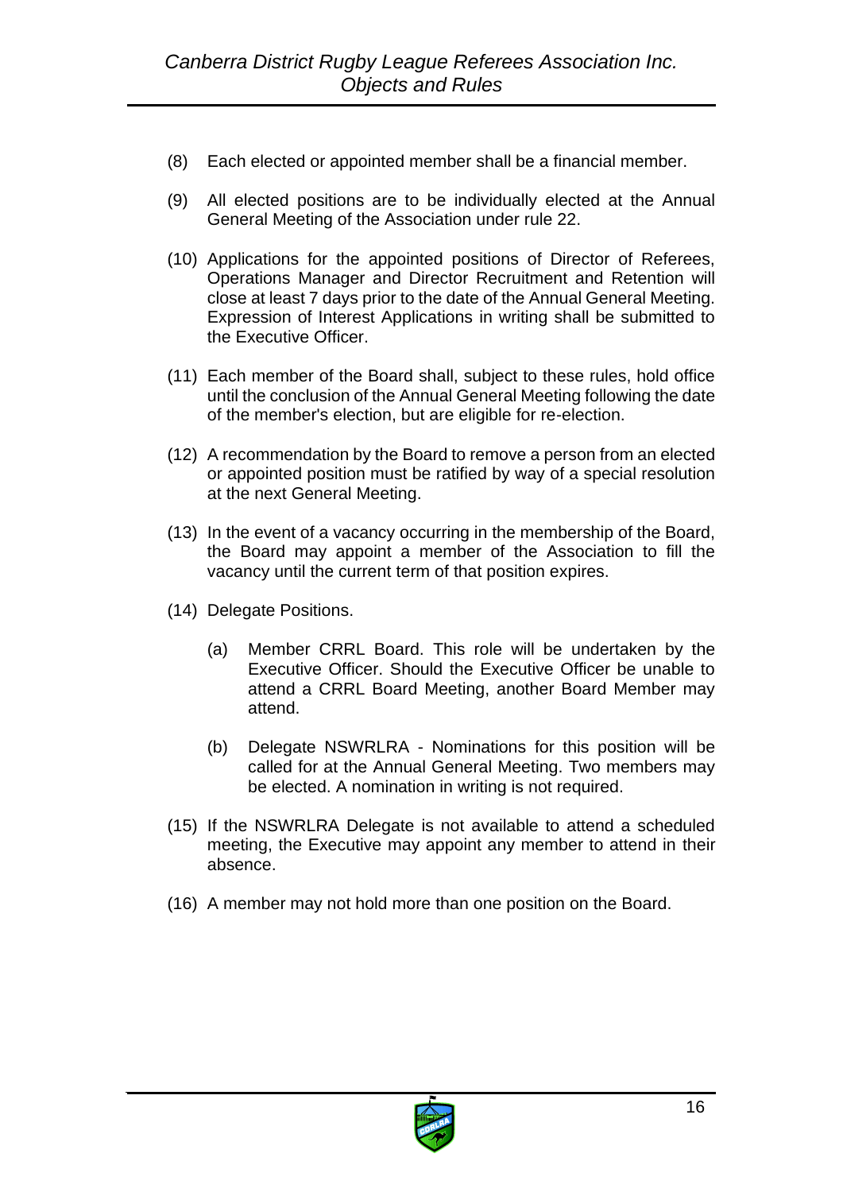(8) Each elected or appointed member shall be a financial member.

(9) All elected positions are to be individually elected at the Annual General Meeting of the Association under rule 22.

(10) Applications for the appointed positions of Director of Referees, Operations Manager and Director Recruitment and Retention will close at least 7 days prior to the date of the Annual General Meeting. Expression of Interest Applications in writing shall be submitted to the Executive Officer.

(11) Each member of the Board shall, subject to these rules, hold office until the conclusion of the Annual General Meeting following the date of the member's election, but are eligible for re-election.

(12) A recommendation by the Board to remove a person from an elected or appointed position must be ratified by way of a special resolution at the next General Meeting.

(13) In the event of a vacancy occurring in the membership of the Board, the Board may appoint a member of the Association to fill the vacancy until the current term of that position expires.

(14) Delegate Positions.

  (a) Member CRRL Board. This role will be undertaken by the Executive Officer. Should the Executive Officer be unable to attend a CRRL Board Meeting, another Board Member may attend.

  (b) Delegate NSWRLRA - Nominations for this position will be called for at the Annual General Meeting. Two members may be elected. A nomination in writing is not required.

(15) If the NSWRLRA Delegate is not available to attend a scheduled meeting, the Executive may appoint any member to attend in their absence.

(16) A member may not hold more than one position on the Board.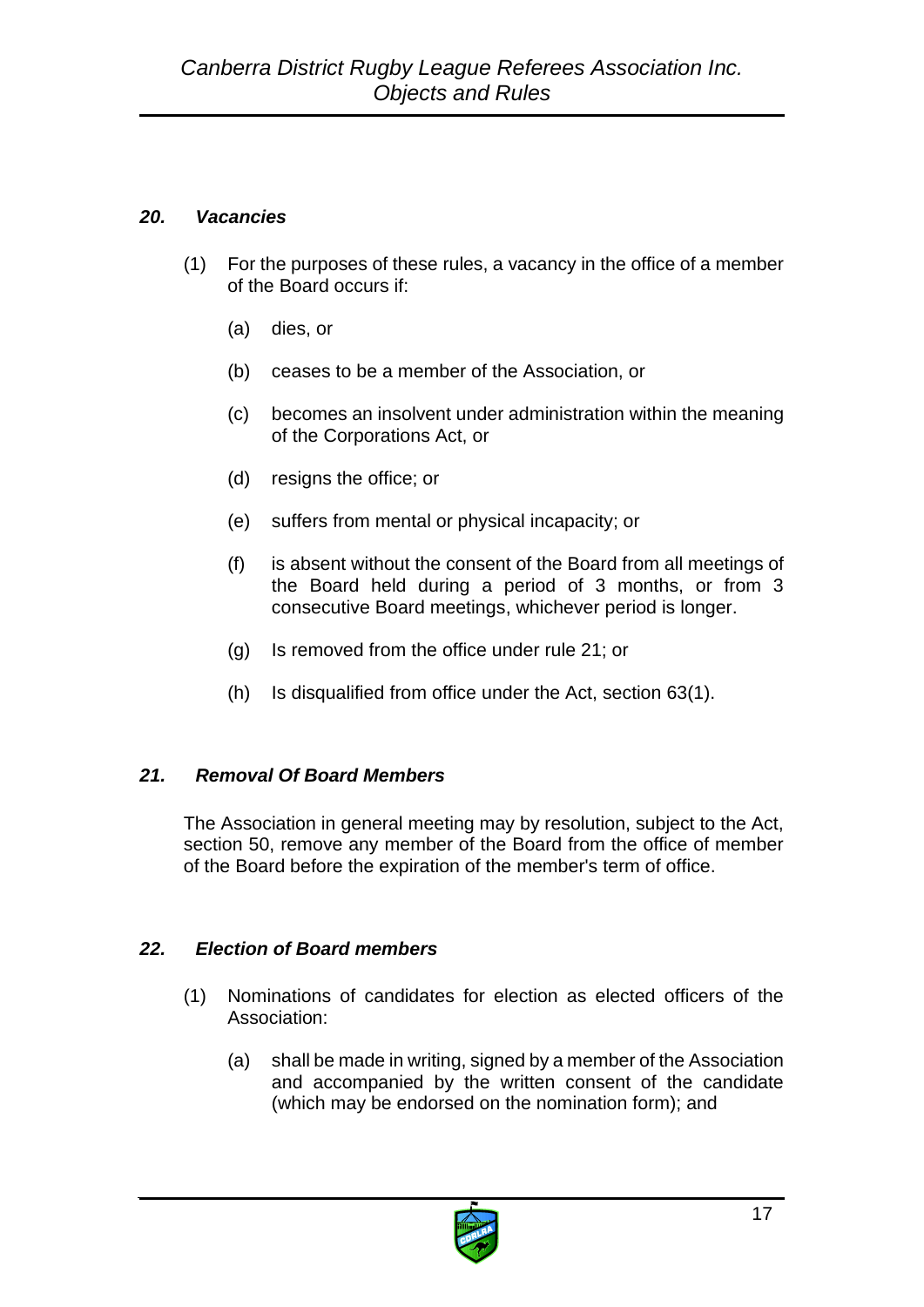### *20. Vacancies*

(1) For the purposes of these rules, a vacancy in the office of a member of the Board occurs if:

(a) dies, or

(b) ceases to be a member of the Association, or

(c) becomes an insolvent under administration within the meaning of the Corporations Act, or

(d) resigns the office; or

(e) suffers from mental or physical incapacity; or

(f) is absent without the consent of the Board from all meetings of the Board held during a period of 3 months, or from 3 consecutive Board meetings, whichever period is longer.

(g) Is removed from the office under rule 21; or

(h) Is disqualified from office under the Act, section 63(1).

### *21. Removal Of Board Members*

The Association in general meeting may by resolution, subject to the Act, section 50, remove any member of the Board from the office of member of the Board before the expiration of the member's term of office.

### *22. Election of Board members*

(1) Nominations of candidates for election as elected officers of the Association:

(a) shall be made in writing, signed by a member of the Association and accompanied by the written consent of the candidate (which may be endorsed on the nomination form); and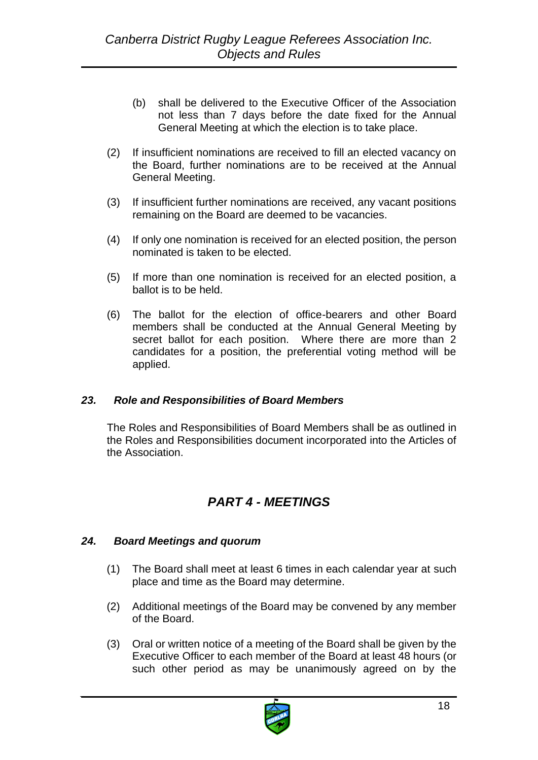(b) shall be delivered to the Executive Officer of the Association not less than 7 days before the date fixed for the Annual General Meeting at which the election is to take place.

(2) If insufficient nominations are received to fill an elected vacancy on the Board, further nominations are to be received at the Annual General Meeting.

(3) If insufficient further nominations are received, any vacant positions remaining on the Board are deemed to be vacancies.

(4) If only one nomination is received for an elected position, the person nominated is taken to be elected.

(5) If more than one nomination is received for an elected position, a ballot is to be held.

(6) The ballot for the election of office-bearers and other Board members shall be conducted at the Annual General Meeting by secret ballot for each position. Where there are more than 2 candidates for a position, the preferential voting method will be applied.

### *23. Role and Responsibilities of Board Members*

The Roles and Responsibilities of Board Members shall be as outlined in the Roles and Responsibilities document incorporated into the Articles of the Association.

## *PART 4 - MEETINGS*

### *24. Board Meetings and quorum*

(1) The Board shall meet at least 6 times in each calendar year at such place and time as the Board may determine.

(2) Additional meetings of the Board may be convened by any member of the Board.

(3) Oral or written notice of a meeting of the Board shall be given by the Executive Officer to each member of the Board at least 48 hours (or such other period as may be unanimously agreed on by the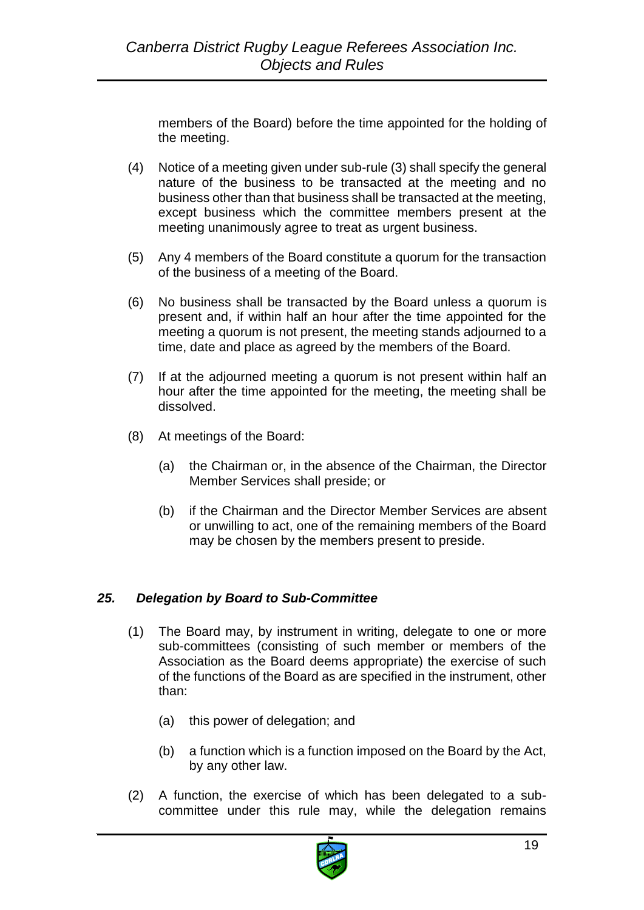members of the Board) before the time appointed for the holding of the meeting.

(4) Notice of a meeting given under sub-rule (3) shall specify the general nature of the business to be transacted at the meeting and no business other than that business shall be transacted at the meeting, except business which the committee members present at the meeting unanimously agree to treat as urgent business.

(5) Any 4 members of the Board constitute a quorum for the transaction of the business of a meeting of the Board.

(6) No business shall be transacted by the Board unless a quorum is present and, if within half an hour after the time appointed for the meeting a quorum is not present, the meeting stands adjourned to a time, date and place as agreed by the members of the Board.

(7) If at the adjourned meeting a quorum is not present within half an hour after the time appointed for the meeting, the meeting shall be dissolved.

(8) At meetings of the Board:

   (a) the Chairman or, in the absence of the Chairman, the Director Member Services shall preside; or

   (b) if the Chairman and the Director Member Services are absent or unwilling to act, one of the remaining members of the Board may be chosen by the members present to preside.

### *25. Delegation by Board to Sub-Committee*

(1) The Board may, by instrument in writing, delegate to one or more sub-committees (consisting of such member or members of the Association as the Board deems appropriate) the exercise of such of the functions of the Board as are specified in the instrument, other than:

   (a) this power of delegation; and

   (b) a function which is a function imposed on the Board by the Act, by any other law.

(2) A function, the exercise of which has been delegated to a sub-committee under this rule may, while the delegation remains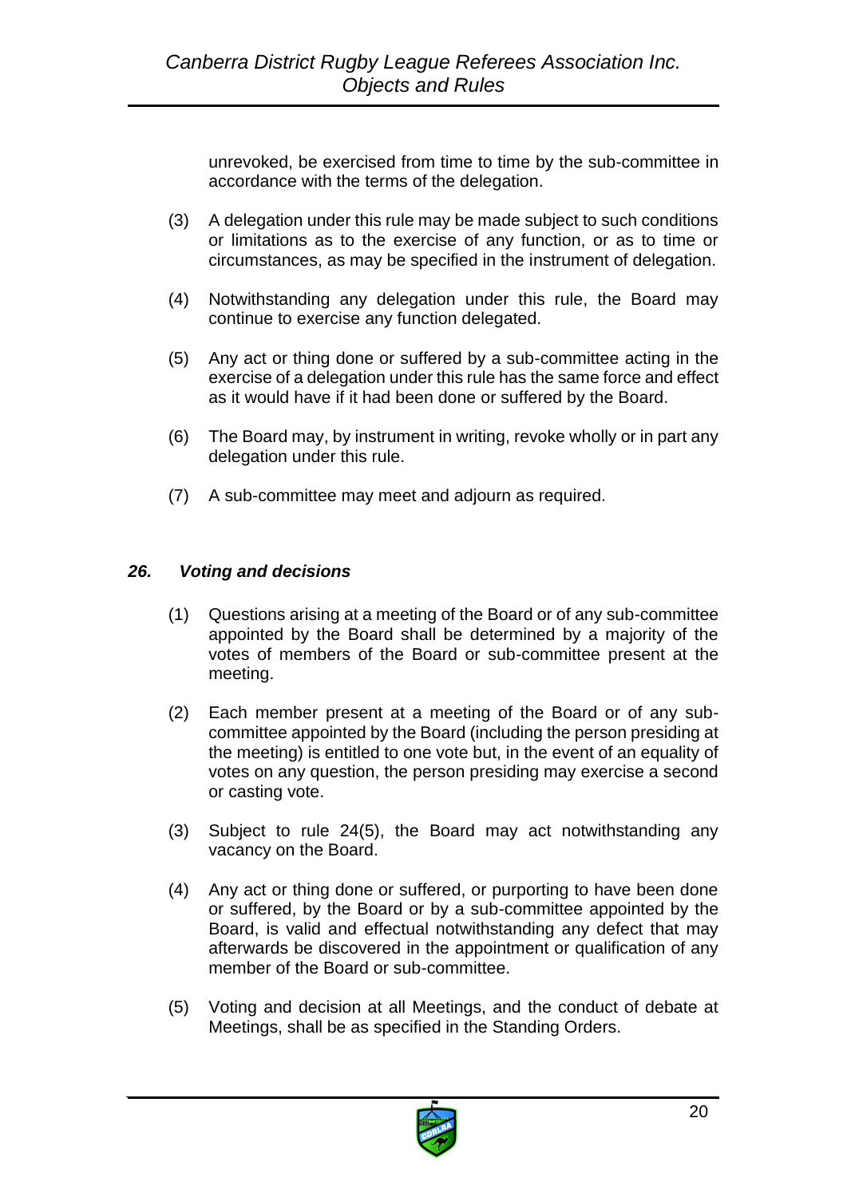unrevoked, be exercised from time to time by the sub-committee in accordance with the terms of the delegation.

(3) A delegation under this rule may be made subject to such conditions or limitations as to the exercise of any function, or as to time or circumstances, as may be specified in the instrument of delegation.

(4) Notwithstanding any delegation under this rule, the Board may continue to exercise any function delegated.

(5) Any act or thing done or suffered by a sub-committee acting in the exercise of a delegation under this rule has the same force and effect as it would have if it had been done or suffered by the Board.

(6) The Board may, by instrument in writing, revoke wholly or in part any delegation under this rule.

(7) A sub-committee may meet and adjourn as required.

### *26. Voting and decisions*

(1) Questions arising at a meeting of the Board or of any sub-committee appointed by the Board shall be determined by a majority of the votes of members of the Board or sub-committee present at the meeting.

(2) Each member present at a meeting of the Board or of any sub-committee appointed by the Board (including the person presiding at the meeting) is entitled to one vote but, in the event of an equality of votes on any question, the person presiding may exercise a second or casting vote.

(3) Subject to rule 24(5), the Board may act notwithstanding any vacancy on the Board.

(4) Any act or thing done or suffered, or purporting to have been done or suffered, by the Board or by a sub-committee appointed by the Board, is valid and effectual notwithstanding any defect that may afterwards be discovered in the appointment or qualification of any member of the Board or sub-committee.

(5) Voting and decision at all Meetings, and the conduct of debate at Meetings, shall be as specified in the Standing Orders.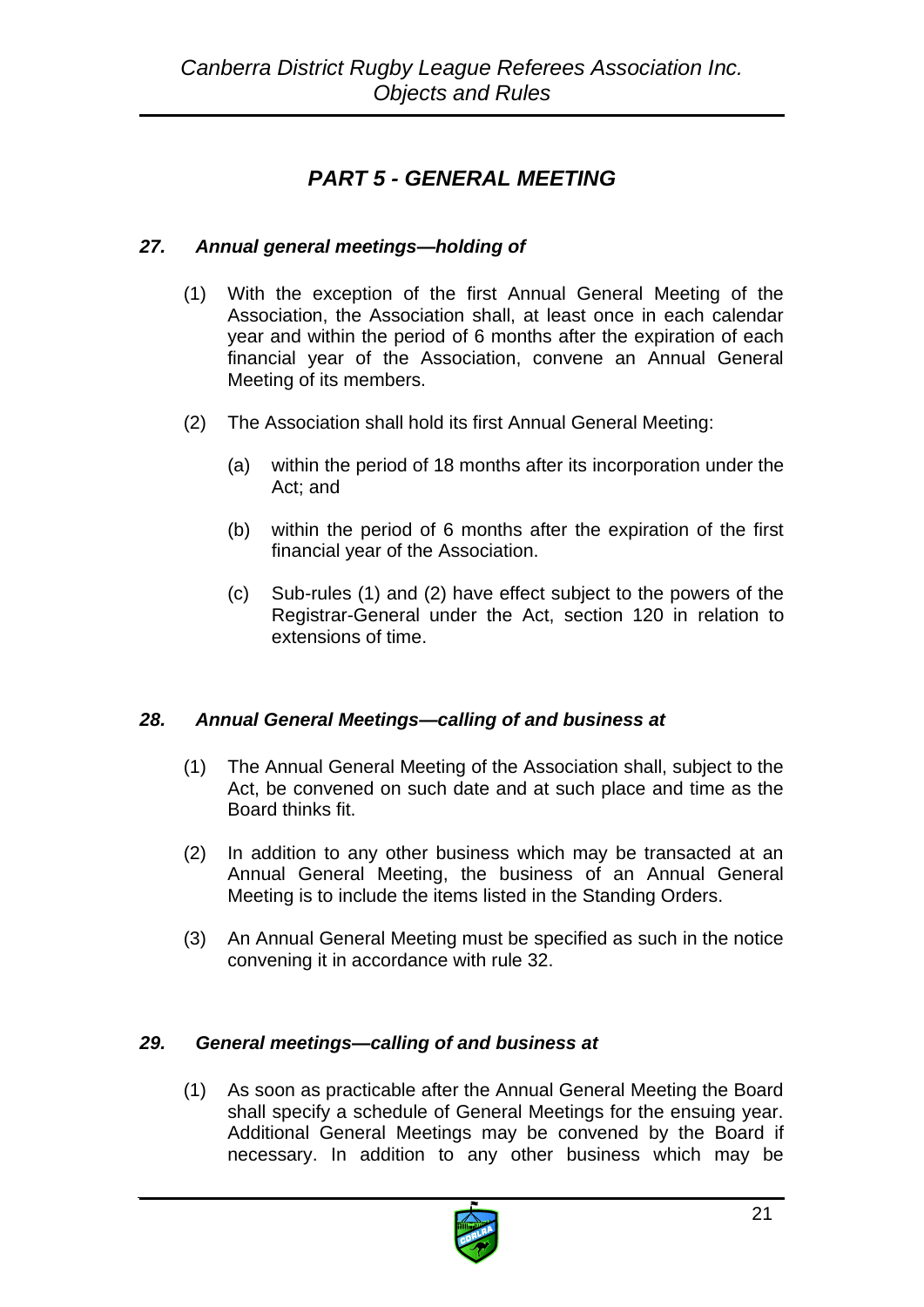## *PART 5 - GENERAL MEETING*

### *27. Annual general meetings—holding of*

(1) With the exception of the first Annual General Meeting of the Association, the Association shall, at least once in each calendar year and within the period of 6 months after the expiration of each financial year of the Association, convene an Annual General Meeting of its members.

(2) The Association shall hold its first Annual General Meeting:

   (a) within the period of 18 months after its incorporation under the Act; and

   (b) within the period of 6 months after the expiration of the first financial year of the Association.

   (c) Sub-rules (1) and (2) have effect subject to the powers of the Registrar-General under the Act, section 120 in relation to extensions of time.

### *28. Annual General Meetings—calling of and business at*

(1) The Annual General Meeting of the Association shall, subject to the Act, be convened on such date and at such place and time as the Board thinks fit.

(2) In addition to any other business which may be transacted at an Annual General Meeting, the business of an Annual General Meeting is to include the items listed in the Standing Orders.

(3) An Annual General Meeting must be specified as such in the notice convening it in accordance with rule 32.

### *29. General meetings—calling of and business at*

(1) As soon as practicable after the Annual General Meeting the Board shall specify a schedule of General Meetings for the ensuing year. Additional General Meetings may be convened by the Board if necessary. In addition to any other business which may be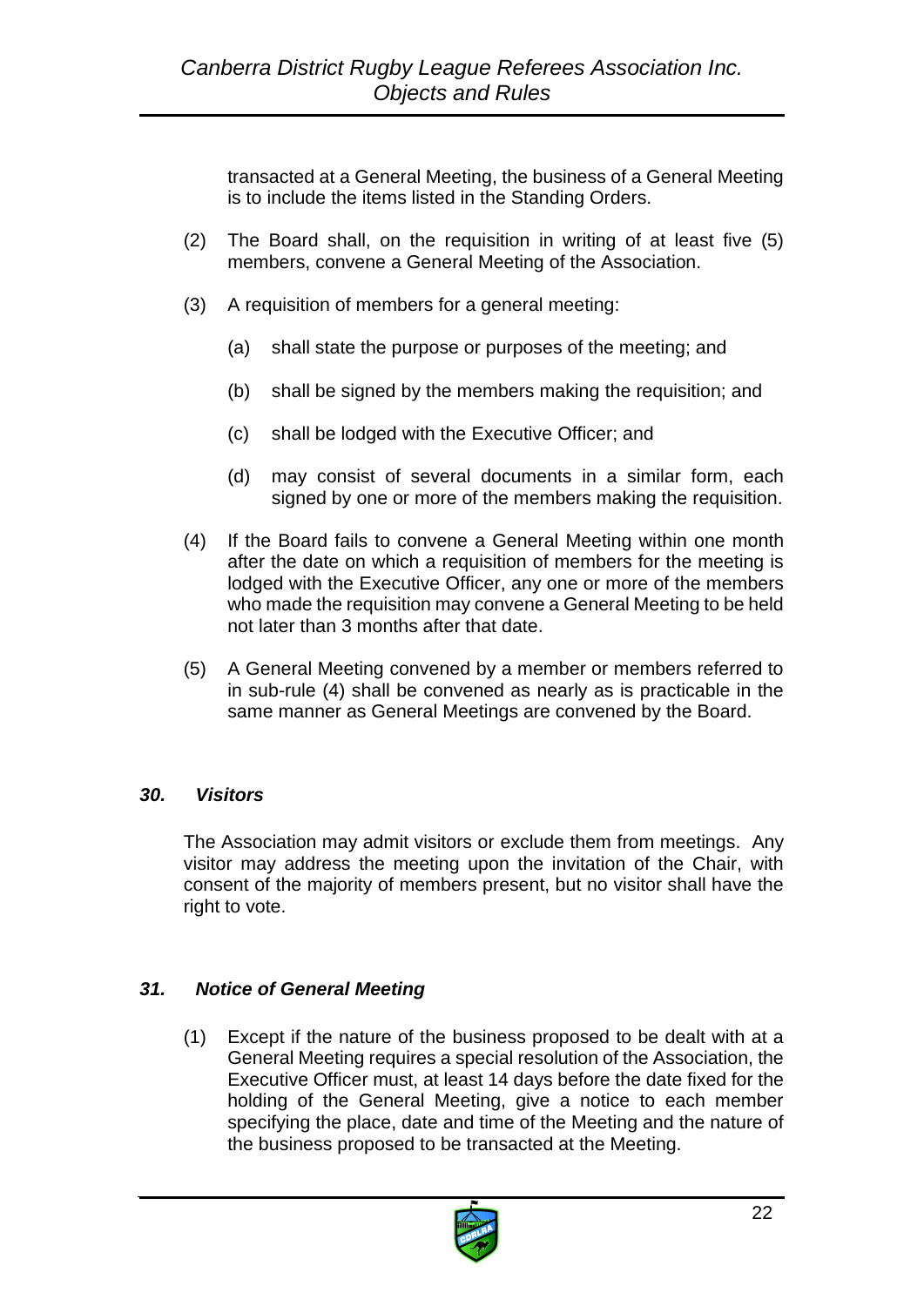transacted at a General Meeting, the business of a General Meeting is to include the items listed in the Standing Orders.

(2) The Board shall, on the requisition in writing of at least five (5) members, convene a General Meeting of the Association.

(3) A requisition of members for a general meeting:

(a) shall state the purpose or purposes of the meeting; and

(b) shall be signed by the members making the requisition; and

(c) shall be lodged with the Executive Officer; and

(d) may consist of several documents in a similar form, each signed by one or more of the members making the requisition.

(4) If the Board fails to convene a General Meeting within one month after the date on which a requisition of members for the meeting is lodged with the Executive Officer, any one or more of the members who made the requisition may convene a General Meeting to be held not later than 3 months after that date.

(5) A General Meeting convened by a member or members referred to in sub-rule (4) shall be convened as nearly as is practicable in the same manner as General Meetings are convened by the Board.

### *30. Visitors*

The Association may admit visitors or exclude them from meetings. Any visitor may address the meeting upon the invitation of the Chair, with consent of the majority of members present, but no visitor shall have the right to vote.

### *31. Notice of General Meeting*

(1) Except if the nature of the business proposed to be dealt with at a General Meeting requires a special resolution of the Association, the Executive Officer must, at least 14 days before the date fixed for the holding of the General Meeting, give a notice to each member specifying the place, date and time of the Meeting and the nature of the business proposed to be transacted at the Meeting.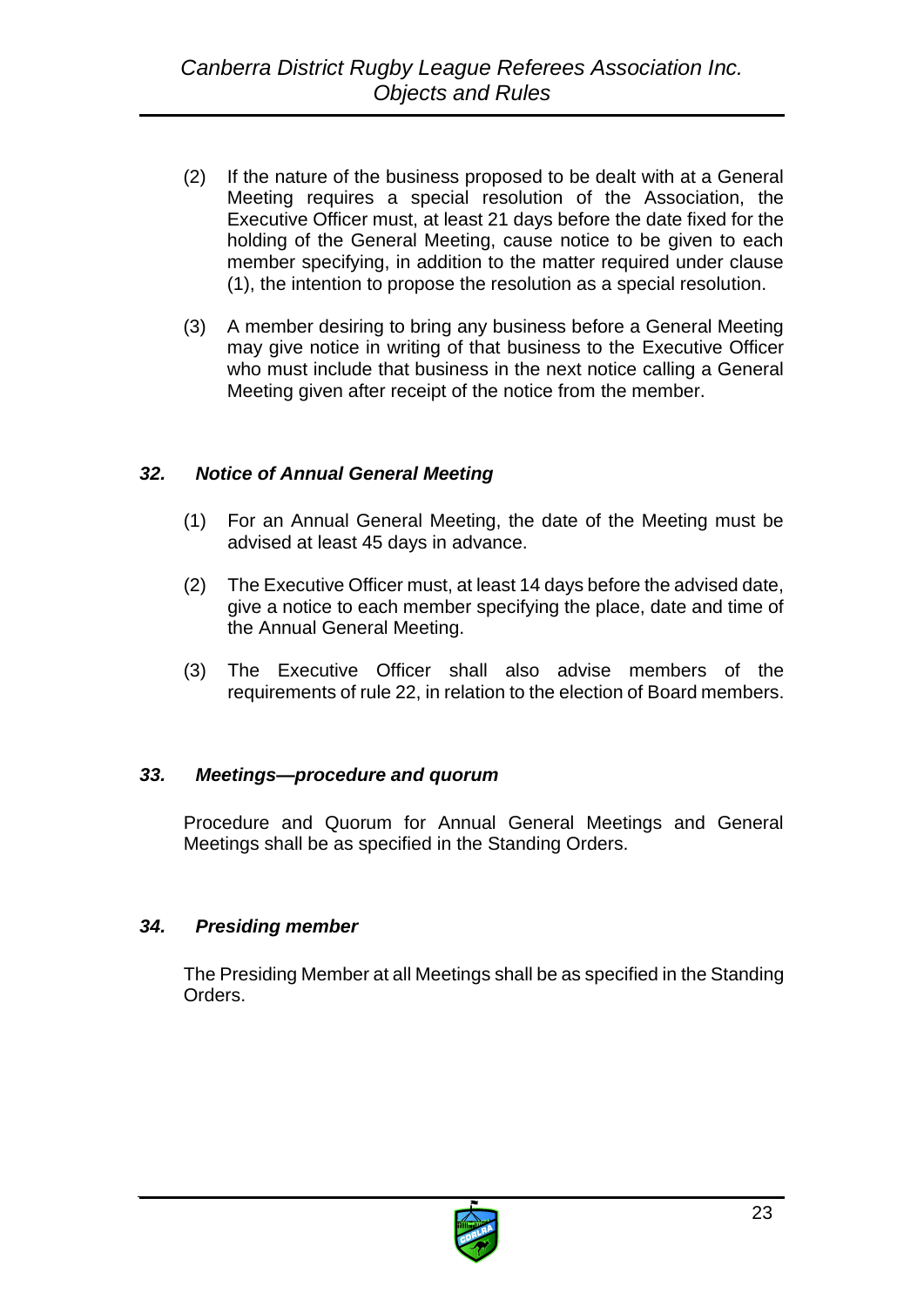(2) If the nature of the business proposed to be dealt with at a General Meeting requires a special resolution of the Association, the Executive Officer must, at least 21 days before the date fixed for the holding of the General Meeting, cause notice to be given to each member specifying, in addition to the matter required under clause (1), the intention to propose the resolution as a special resolution.

(3) A member desiring to bring any business before a General Meeting may give notice in writing of that business to the Executive Officer who must include that business in the next notice calling a General Meeting given after receipt of the notice from the member.

### *32. Notice of Annual General Meeting*

(1) For an Annual General Meeting, the date of the Meeting must be advised at least 45 days in advance.

(2) The Executive Officer must, at least 14 days before the advised date, give a notice to each member specifying the place, date and time of the Annual General Meeting.

(3) The Executive Officer shall also advise members of the requirements of rule 22, in relation to the election of Board members.

### *33. Meetings—procedure and quorum*

Procedure and Quorum for Annual General Meetings and General Meetings shall be as specified in the Standing Orders.

### *34. Presiding member*

The Presiding Member at all Meetings shall be as specified in the Standing Orders.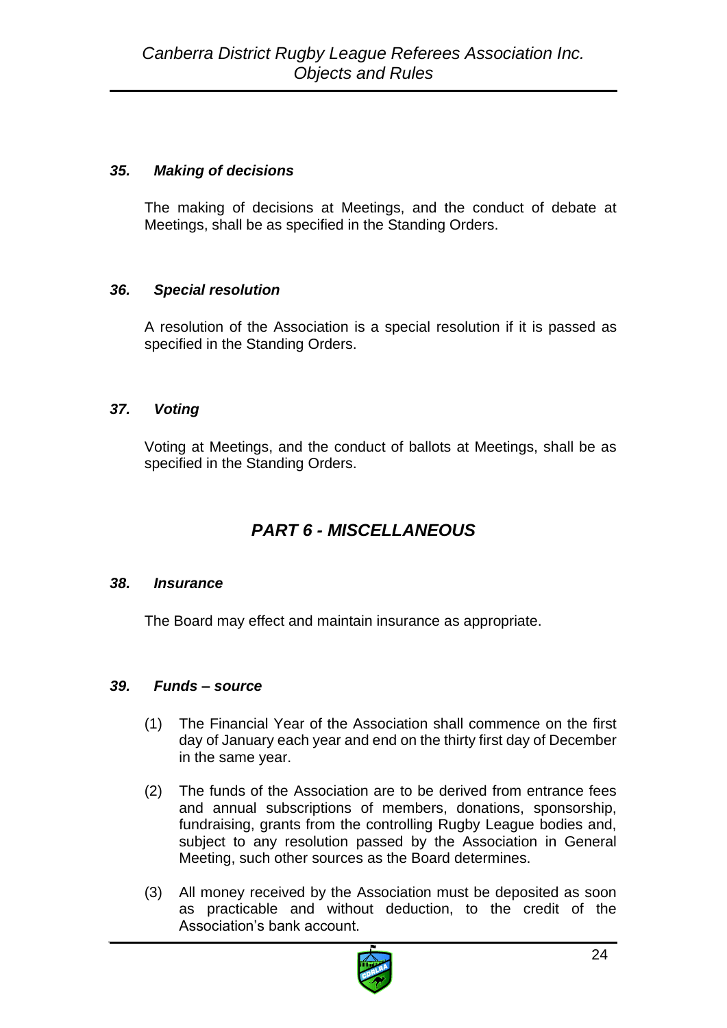### *35. Making of decisions*

The making of decisions at Meetings, and the conduct of debate at Meetings, shall be as specified in the Standing Orders.

### *36. Special resolution*

A resolution of the Association is a special resolution if it is passed as specified in the Standing Orders.

### *37. Voting*

Voting at Meetings, and the conduct of ballots at Meetings, shall be as specified in the Standing Orders.

## *PART 6 - MISCELLANEOUS*

### *38. Insurance*

The Board may effect and maintain insurance as appropriate.

### *39. Funds – source*

(1) The Financial Year of the Association shall commence on the first day of January each year and end on the thirty first day of December in the same year.

(2) The funds of the Association are to be derived from entrance fees and annual subscriptions of members, donations, sponsorship, fundraising, grants from the controlling Rugby League bodies and, subject to any resolution passed by the Association in General Meeting, such other sources as the Board determines.

(3) All money received by the Association must be deposited as soon as practicable and without deduction, to the credit of the Association's bank account.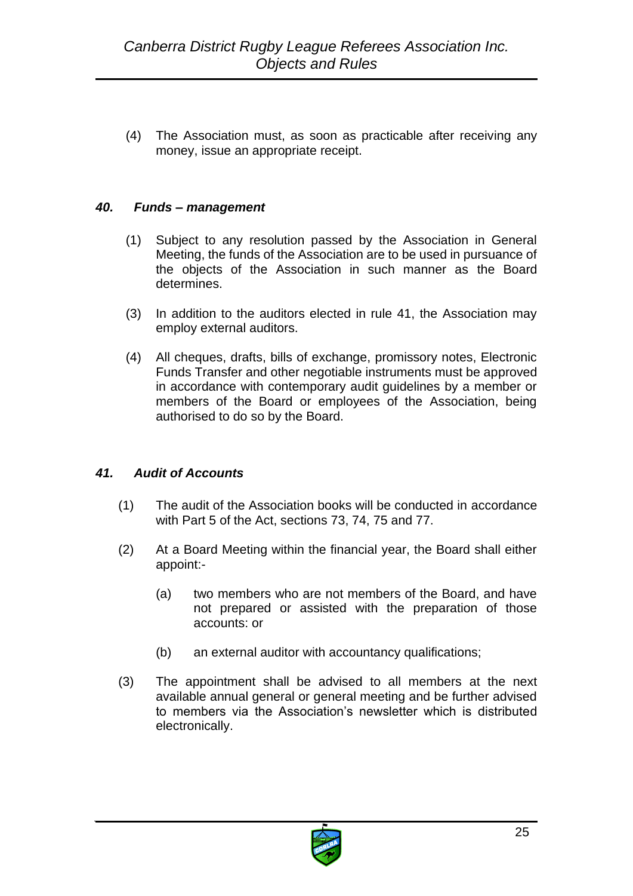(4) The Association must, as soon as practicable after receiving any money, issue an appropriate receipt.

### *40. Funds – management*

(1) Subject to any resolution passed by the Association in General Meeting, the funds of the Association are to be used in pursuance of the objects of the Association in such manner as the Board determines.

(3) In addition to the auditors elected in rule 41, the Association may employ external auditors.

(4) All cheques, drafts, bills of exchange, promissory notes, Electronic Funds Transfer and other negotiable instruments must be approved in accordance with contemporary audit guidelines by a member or members of the Board or employees of the Association, being authorised to do so by the Board.

### *41. Audit of Accounts*

(1) The audit of the Association books will be conducted in accordance with Part 5 of the Act, sections 73, 74, 75 and 77.

(2) At a Board Meeting within the financial year, the Board shall either appoint:-

(a) two members who are not members of the Board, and have not prepared or assisted with the preparation of those accounts: or

(b) an external auditor with accountancy qualifications;

(3) The appointment shall be advised to all members at the next available annual general or general meeting and be further advised to members via the Association's newsletter which is distributed electronically.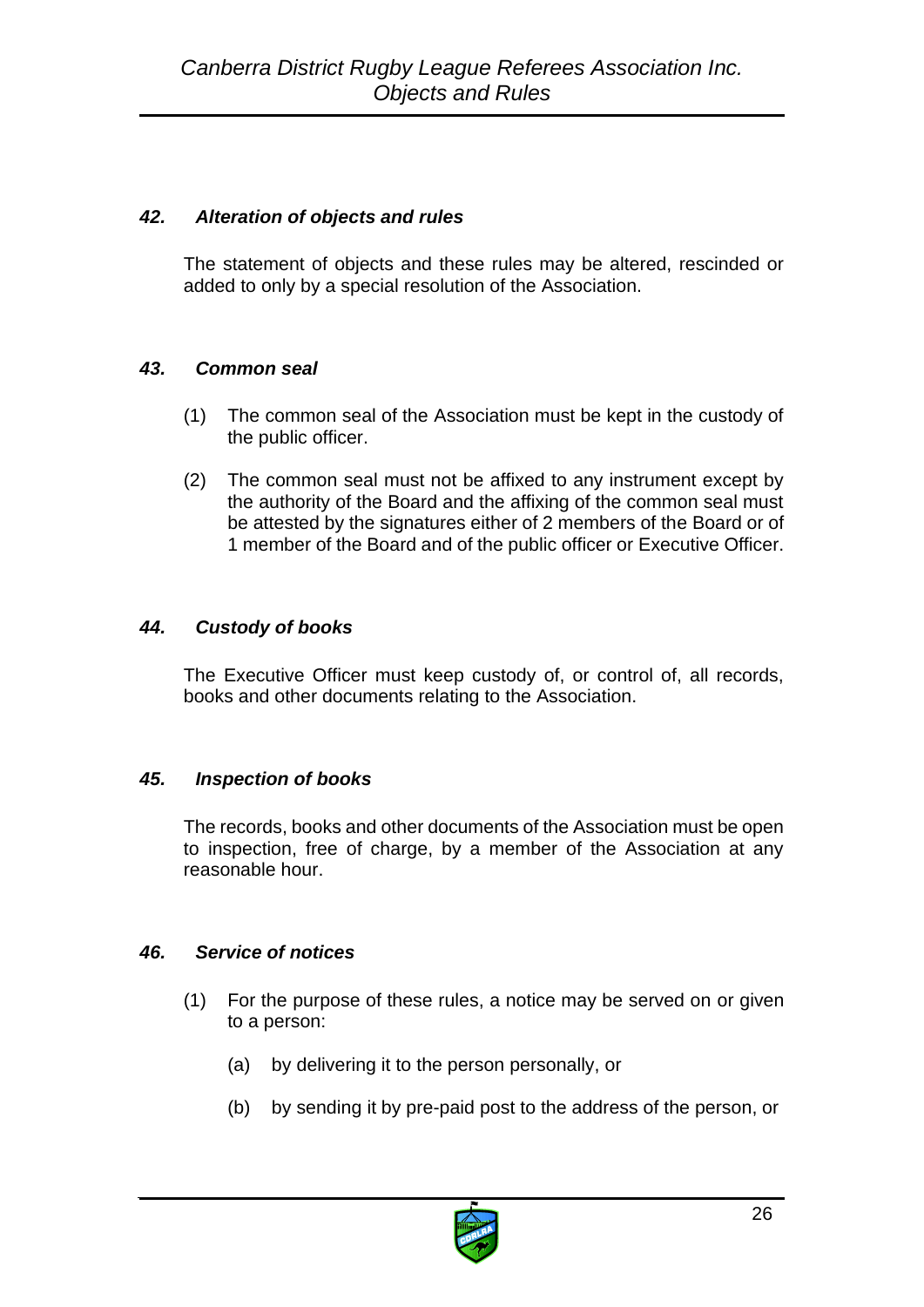### *42. Alteration of objects and rules*

The statement of objects and these rules may be altered, rescinded or added to only by a special resolution of the Association.

### *43. Common seal*

(1) The common seal of the Association must be kept in the custody of the public officer.

(2) The common seal must not be affixed to any instrument except by the authority of the Board and the affixing of the common seal must be attested by the signatures either of 2 members of the Board or of 1 member of the Board and of the public officer or Executive Officer.

### *44. Custody of books*

The Executive Officer must keep custody of, or control of, all records, books and other documents relating to the Association.

### *45. Inspection of books*

The records, books and other documents of the Association must be open to inspection, free of charge, by a member of the Association at any reasonable hour.

### *46. Service of notices*

(1) For the purpose of these rules, a notice may be served on or given to a person:

   (a) by delivering it to the person personally, or

   (b) by sending it by pre-paid post to the address of the person, or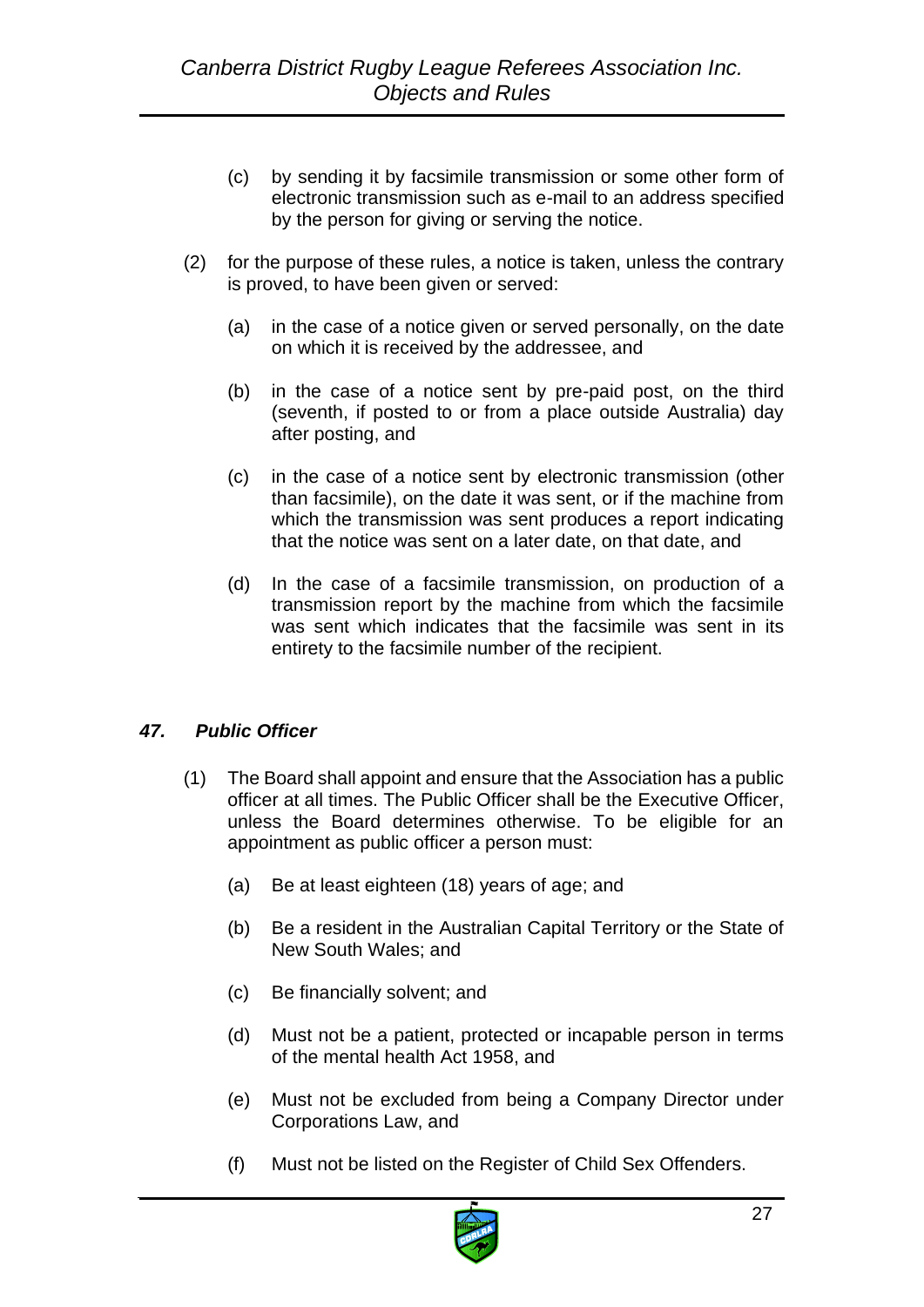(c) by sending it by facsimile transmission or some other form of electronic transmission such as e-mail to an address specified by the person for giving or serving the notice.

(2) for the purpose of these rules, a notice is taken, unless the contrary is proved, to have been given or served:

(a) in the case of a notice given or served personally, on the date on which it is received by the addressee, and

(b) in the case of a notice sent by pre-paid post, on the third (seventh, if posted to or from a place outside Australia) day after posting, and

(c) in the case of a notice sent by electronic transmission (other than facsimile), on the date it was sent, or if the machine from which the transmission was sent produces a report indicating that the notice was sent on a later date, on that date, and

(d) In the case of a facsimile transmission, on production of a transmission report by the machine from which the facsimile was sent which indicates that the facsimile was sent in its entirety to the facsimile number of the recipient.

### *47. Public Officer*

(1) The Board shall appoint and ensure that the Association has a public officer at all times. The Public Officer shall be the Executive Officer, unless the Board determines otherwise. To be eligible for an appointment as public officer a person must:

(a) Be at least eighteen (18) years of age; and

(b) Be a resident in the Australian Capital Territory or the State of New South Wales; and

(c) Be financially solvent; and

(d) Must not be a patient, protected or incapable person in terms of the mental health Act 1958, and

(e) Must not be excluded from being a Company Director under Corporations Law, and

(f) Must not be listed on the Register of Child Sex Offenders.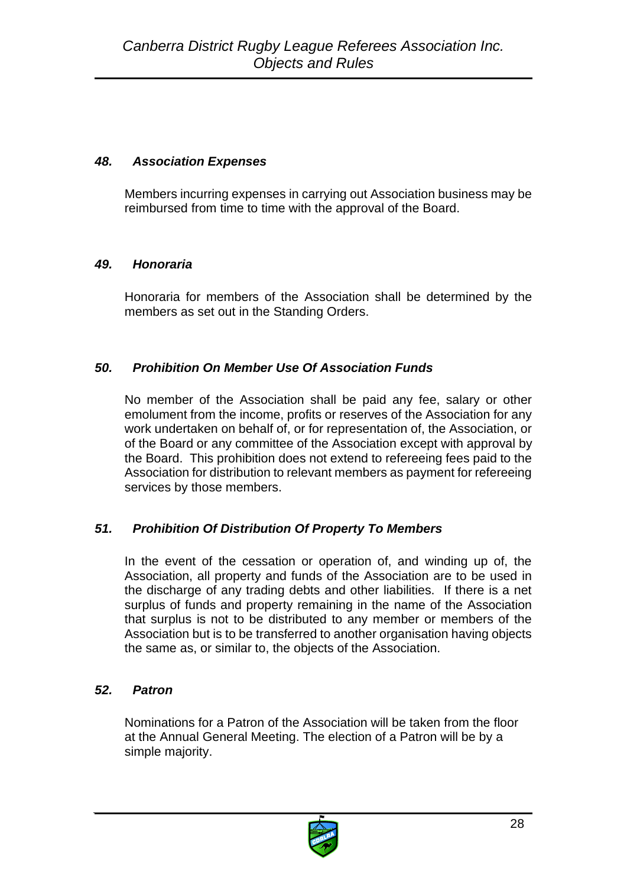### *48. Association Expenses*

Members incurring expenses in carrying out Association business may be reimbursed from time to time with the approval of the Board.

### *49. Honoraria*

Honoraria for members of the Association shall be determined by the members as set out in the Standing Orders.

### *50. Prohibition On Member Use Of Association Funds*

No member of the Association shall be paid any fee, salary or other emolument from the income, profits or reserves of the Association for any work undertaken on behalf of, or for representation of, the Association, or of the Board or any committee of the Association except with approval by the Board. This prohibition does not extend to refereeing fees paid to the Association for distribution to relevant members as payment for refereeing services by those members.

### *51. Prohibition Of Distribution Of Property To Members*

In the event of the cessation or operation of, and winding up of, the Association, all property and funds of the Association are to be used in the discharge of any trading debts and other liabilities. If there is a net surplus of funds and property remaining in the name of the Association that surplus is not to be distributed to any member or members of the Association but is to be transferred to another organisation having objects the same as, or similar to, the objects of the Association.

### *52. Patron*

Nominations for a Patron of the Association will be taken from the floor at the Annual General Meeting. The election of a Patron will be by a simple majority.